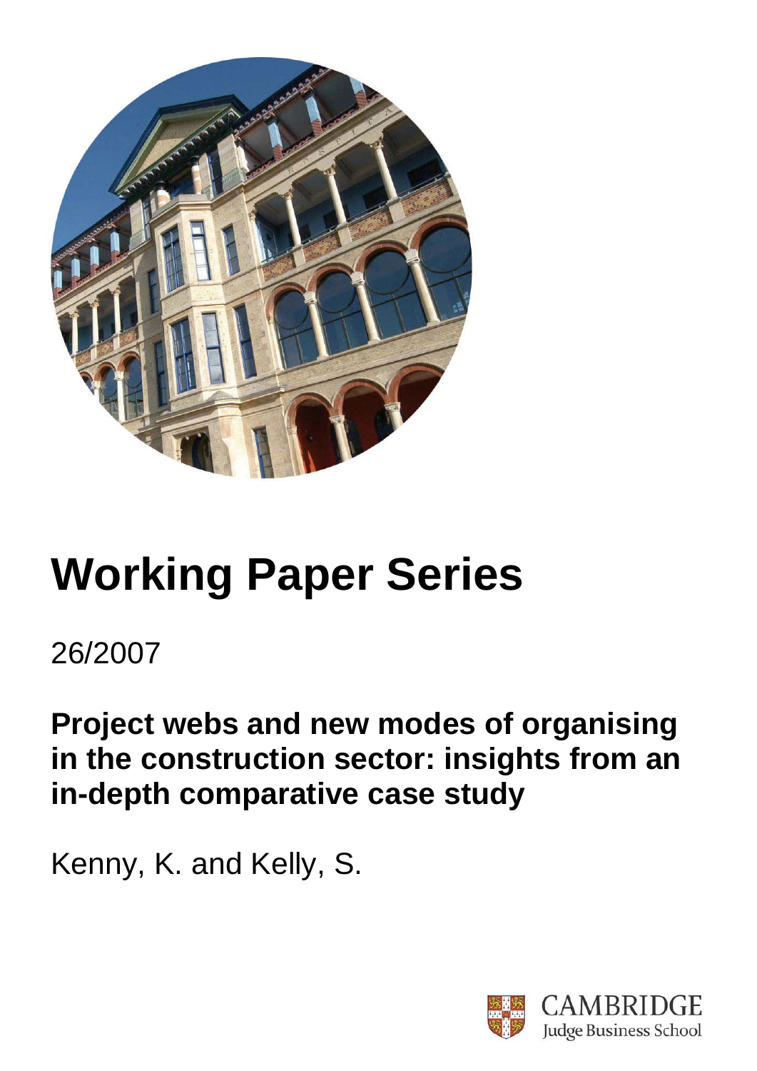# Working Paper Series

26/2007

## Project webs and new modes of organising in the construction sector: insights from an in-depth comparative case study

Kenny, K. and Kelly, S.

CAMBRIDGE
Judge Business School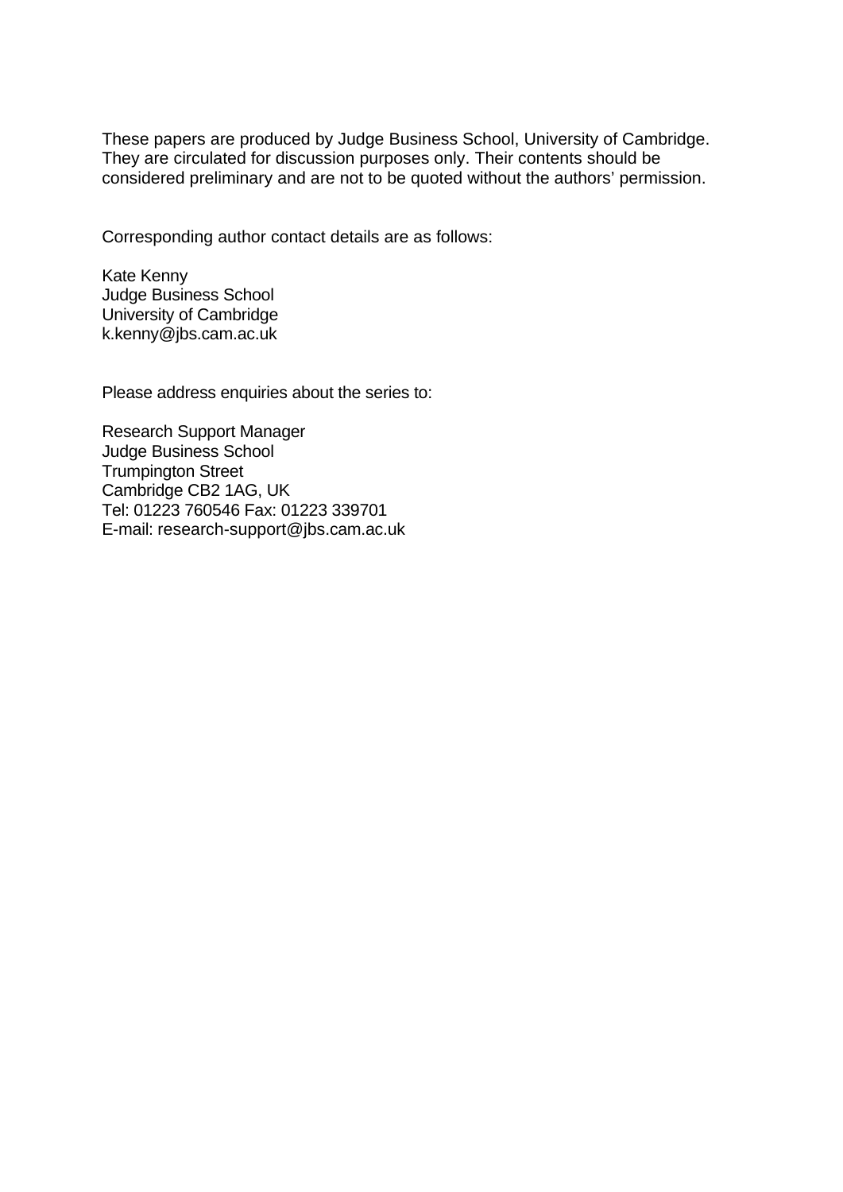These papers are produced by Judge Business School, University of Cambridge. They are circulated for discussion purposes only. Their contents should be considered preliminary and are not to be quoted without the authors' permission.

Corresponding author contact details are as follows:

Kate Kenny
Judge Business School
University of Cambridge
k.kenny@jbs.cam.ac.uk

Please address enquiries about the series to:

Research Support Manager
Judge Business School
Trumpington Street
Cambridge CB2 1AG, UK
Tel: 01223 760546 Fax: 01223 339701
E-mail: research-support@jbs.cam.ac.uk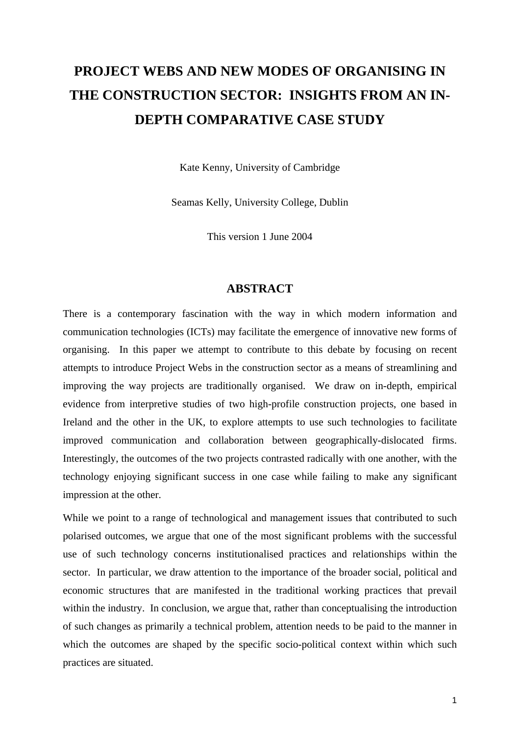# PROJECT WEBS AND NEW MODES OF ORGANISING IN THE CONSTRUCTION SECTOR: INSIGHTS FROM AN IN-DEPTH COMPARATIVE CASE STUDY

Kate Kenny, University of Cambridge

Seamas Kelly, University College, Dublin

This version 1 June 2004

## ABSTRACT

There is a contemporary fascination with the way in which modern information and communication technologies (ICTs) may facilitate the emergence of innovative new forms of organising. In this paper we attempt to contribute to this debate by focusing on recent attempts to introduce Project Webs in the construction sector as a means of streamlining and improving the way projects are traditionally organised. We draw on in-depth, empirical evidence from interpretive studies of two high-profile construction projects, one based in Ireland and the other in the UK, to explore attempts to use such technologies to facilitate improved communication and collaboration between geographically-dislocated firms. Interestingly, the outcomes of the two projects contrasted radically with one another, with the technology enjoying significant success in one case while failing to make any significant impression at the other.

While we point to a range of technological and management issues that contributed to such polarised outcomes, we argue that one of the most significant problems with the successful use of such technology concerns institutionalised practices and relationships within the sector. In particular, we draw attention to the importance of the broader social, political and economic structures that are manifested in the traditional working practices that prevail within the industry. In conclusion, we argue that, rather than conceptualising the introduction of such changes as primarily a technical problem, attention needs to be paid to the manner in which the outcomes are shaped by the specific socio-political context within which such practices are situated.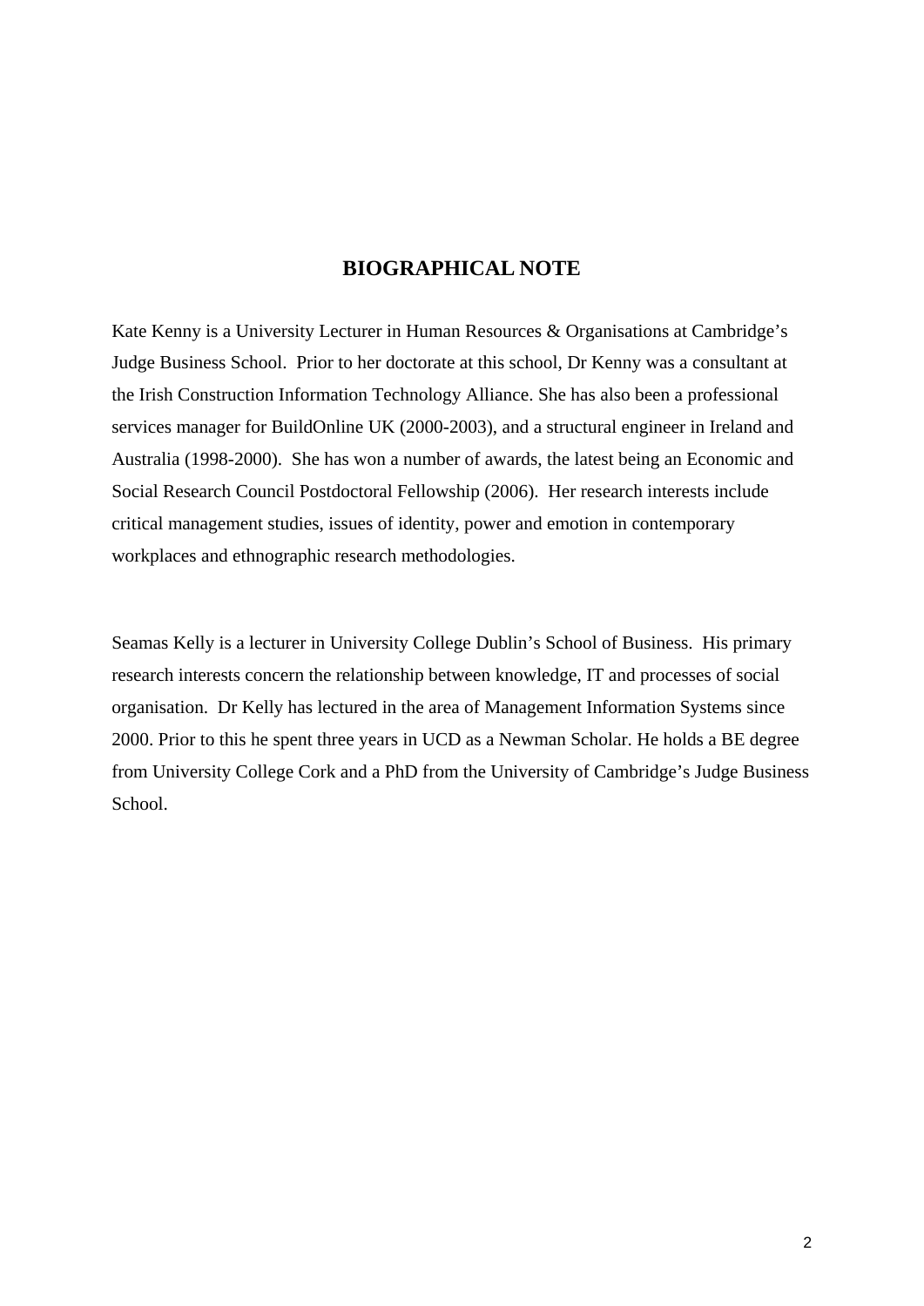## BIOGRAPHICAL NOTE

Kate Kenny is a University Lecturer in Human Resources & Organisations at Cambridge's Judge Business School. Prior to her doctorate at this school, Dr Kenny was a consultant at the Irish Construction Information Technology Alliance. She has also been a professional services manager for BuildOnline UK (2000-2003), and a structural engineer in Ireland and Australia (1998-2000). She has won a number of awards, the latest being an Economic and Social Research Council Postdoctoral Fellowship (2006). Her research interests include critical management studies, issues of identity, power and emotion in contemporary workplaces and ethnographic research methodologies.

Seamas Kelly is a lecturer in University College Dublin's School of Business. His primary research interests concern the relationship between knowledge, IT and processes of social organisation. Dr Kelly has lectured in the area of Management Information Systems since 2000. Prior to this he spent three years in UCD as a Newman Scholar. He holds a BE degree from University College Cork and a PhD from the University of Cambridge's Judge Business School.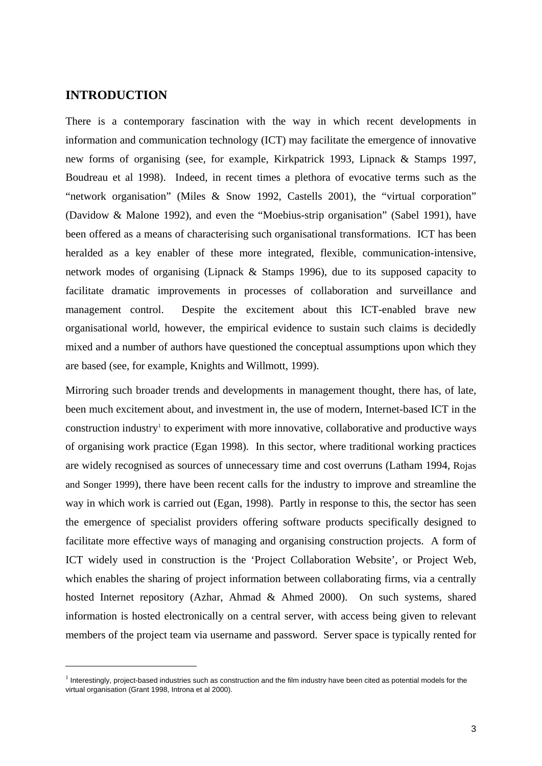# INTRODUCTION

There is a contemporary fascination with the way in which recent developments in information and communication technology (ICT) may facilitate the emergence of innovative new forms of organising (see, for example, Kirkpatrick 1993, Lipnack & Stamps 1997, Boudreau et al 1998). Indeed, in recent times a plethora of evocative terms such as the "network organisation" (Miles & Snow 1992, Castells 2001), the "virtual corporation" (Davidow & Malone 1992), and even the "Moebius-strip organisation" (Sabel 1991), have been offered as a means of characterising such organisational transformations. ICT has been heralded as a key enabler of these more integrated, flexible, communication-intensive, network modes of organising (Lipnack & Stamps 1996), due to its supposed capacity to facilitate dramatic improvements in processes of collaboration and surveillance and management control. Despite the excitement about this ICT-enabled brave new organisational world, however, the empirical evidence to sustain such claims is decidedly mixed and a number of authors have questioned the conceptual assumptions upon which they are based (see, for example, Knights and Willmott, 1999).

Mirroring such broader trends and developments in management thought, there has, of late, been much excitement about, and investment in, the use of modern, Internet-based ICT in the construction industry[1] to experiment with more innovative, collaborative and productive ways of organising work practice (Egan 1998). In this sector, where traditional working practices are widely recognised as sources of unnecessary time and cost overruns (Latham 1994, Rojas and Songer 1999), there have been recent calls for the industry to improve and streamline the way in which work is carried out (Egan, 1998). Partly in response to this, the sector has seen the emergence of specialist providers offering software products specifically designed to facilitate more effective ways of managing and organising construction projects. A form of ICT widely used in construction is the 'Project Collaboration Website', or Project Web, which enables the sharing of project information between collaborating firms, via a centrally hosted Internet repository (Azhar, Ahmad & Ahmed 2000). On such systems, shared information is hosted electronically on a central server, with access being given to relevant members of the project team via username and password. Server space is typically rented for

[1] Interestingly, project-based industries such as construction and the film industry have been cited as potential models for the virtual organisation (Grant 1998, Introna et al 2000).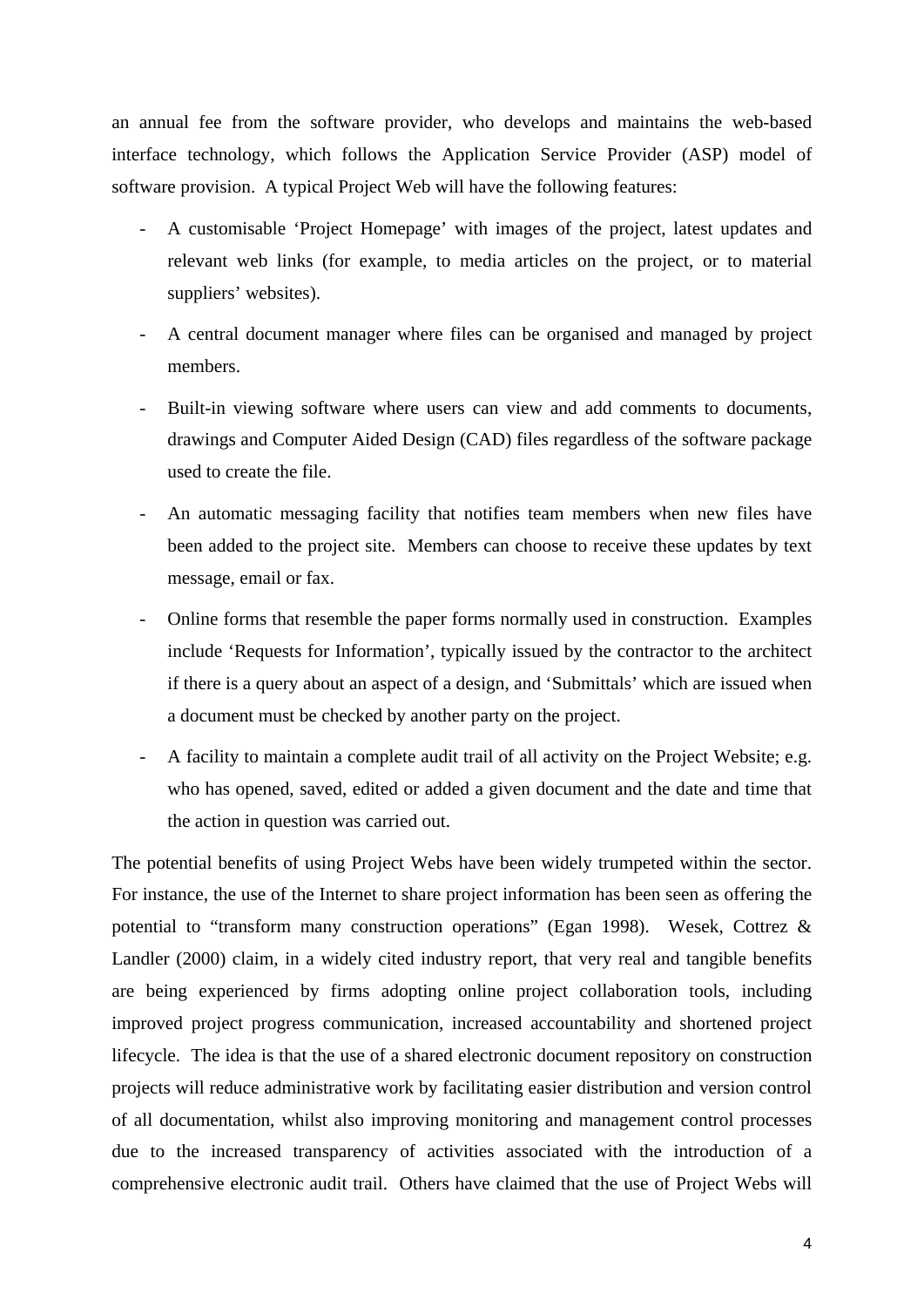an annual fee from the software provider, who develops and maintains the web-based interface technology, which follows the Application Service Provider (ASP) model of software provision. A typical Project Web will have the following features:

- A customisable 'Project Homepage' with images of the project, latest updates and relevant web links (for example, to media articles on the project, or to material suppliers' websites).
- A central document manager where files can be organised and managed by project members.
- Built-in viewing software where users can view and add comments to documents, drawings and Computer Aided Design (CAD) files regardless of the software package used to create the file.
- An automatic messaging facility that notifies team members when new files have been added to the project site. Members can choose to receive these updates by text message, email or fax.
- Online forms that resemble the paper forms normally used in construction. Examples include 'Requests for Information', typically issued by the contractor to the architect if there is a query about an aspect of a design, and 'Submittals' which are issued when a document must be checked by another party on the project.
- A facility to maintain a complete audit trail of all activity on the Project Website; e.g. who has opened, saved, edited or added a given document and the date and time that the action in question was carried out.

The potential benefits of using Project Webs have been widely trumpeted within the sector. For instance, the use of the Internet to share project information has been seen as offering the potential to "transform many construction operations" (Egan 1998). Wesek, Cottrez & Landler (2000) claim, in a widely cited industry report, that very real and tangible benefits are being experienced by firms adopting online project collaboration tools, including improved project progress communication, increased accountability and shortened project lifecycle. The idea is that the use of a shared electronic document repository on construction projects will reduce administrative work by facilitating easier distribution and version control of all documentation, whilst also improving monitoring and management control processes due to the increased transparency of activities associated with the introduction of a comprehensive electronic audit trail. Others have claimed that the use of Project Webs will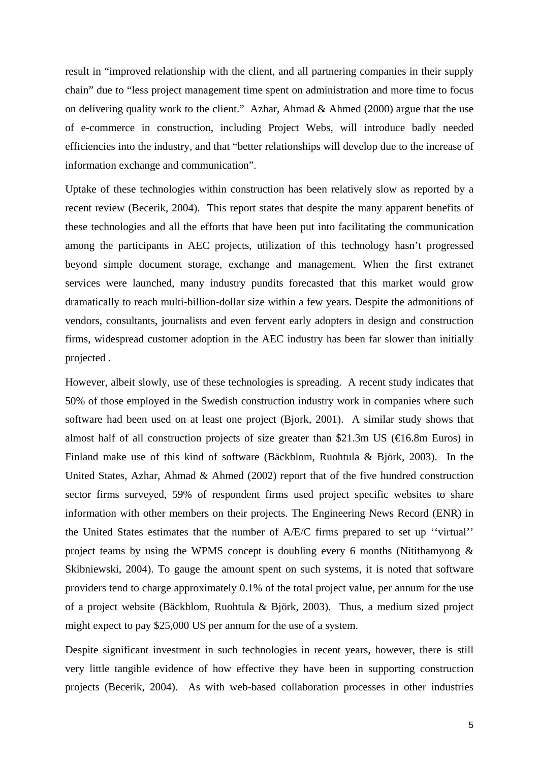result in “improved relationship with the client, and all partnering companies in their supply chain” due to “less project management time spent on administration and more time to focus on delivering quality work to the client.” Azhar, Ahmad & Ahmed (2000) argue that the use of e-commerce in construction, including Project Webs, will introduce badly needed efficiencies into the industry, and that “better relationships will develop due to the increase of information exchange and communication”.

Uptake of these technologies within construction has been relatively slow as reported by a recent review (Becerik, 2004). This report states that despite the many apparent benefits of these technologies and all the efforts that have been put into facilitating the communication among the participants in AEC projects, utilization of this technology hasn’t progressed beyond simple document storage, exchange and management. When the first extranet services were launched, many industry pundits forecasted that this market would grow dramatically to reach multi-billion-dollar size within a few years. Despite the admonitions of vendors, consultants, journalists and even fervent early adopters in design and construction firms, widespread customer adoption in the AEC industry has been far slower than initially projected .

However, albeit slowly, use of these technologies is spreading. A recent study indicates that 50% of those employed in the Swedish construction industry work in companies where such software had been used on at least one project (Bjork, 2001). A similar study shows that almost half of all construction projects of size greater than $21.3m US (€16.8m Euros) in Finland make use of this kind of software (Bäckblom, Ruohtula & Björk, 2003). In the United States, Azhar, Ahmad & Ahmed (2002) report that of the five hundred construction sector firms surveyed, 59% of respondent firms used project specific websites to share information with other members on their projects. The Engineering News Record (ENR) in the United States estimates that the number of A/E/C firms prepared to set up ‘‘virtual’’ project teams by using the WPMS concept is doubling every 6 months (Nitithamyong & Skibniewski, 2004). To gauge the amount spent on such systems, it is noted that software providers tend to charge approximately 0.1% of the total project value, per annum for the use of a project website (Bäckblom, Ruohtula & Björk, 2003). Thus, a medium sized project might expect to pay $25,000 US per annum for the use of a system.

Despite significant investment in such technologies in recent years, however, there is still very little tangible evidence of how effective they have been in supporting construction projects (Becerik, 2004). As with web-based collaboration processes in other industries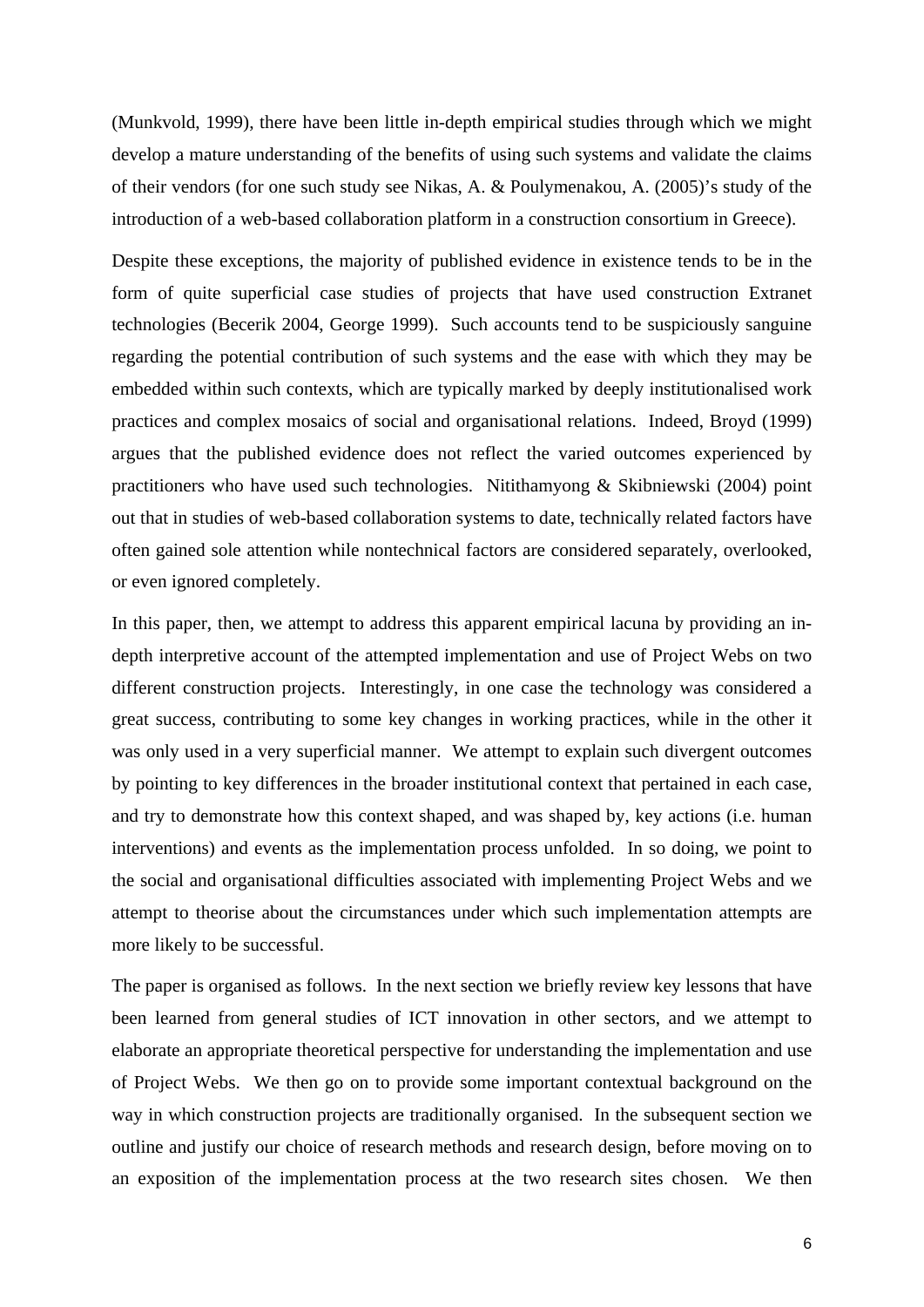(Munkvold, 1999), there have been little in-depth empirical studies through which we might develop a mature understanding of the benefits of using such systems and validate the claims of their vendors (for one such study see Nikas, A. & Poulymenakou, A. (2005)'s study of the introduction of a web-based collaboration platform in a construction consortium in Greece).

Despite these exceptions, the majority of published evidence in existence tends to be in the form of quite superficial case studies of projects that have used construction Extranet technologies (Becerik 2004, George 1999). Such accounts tend to be suspiciously sanguine regarding the potential contribution of such systems and the ease with which they may be embedded within such contexts, which are typically marked by deeply institutionalised work practices and complex mosaics of social and organisational relations. Indeed, Broyd (1999) argues that the published evidence does not reflect the varied outcomes experienced by practitioners who have used such technologies. Nitithamyong & Skibniewski (2004) point out that in studies of web-based collaboration systems to date, technically related factors have often gained sole attention while nontechnical factors are considered separately, overlooked, or even ignored completely.

In this paper, then, we attempt to address this apparent empirical lacuna by providing an in-depth interpretive account of the attempted implementation and use of Project Webs on two different construction projects. Interestingly, in one case the technology was considered a great success, contributing to some key changes in working practices, while in the other it was only used in a very superficial manner. We attempt to explain such divergent outcomes by pointing to key differences in the broader institutional context that pertained in each case, and try to demonstrate how this context shaped, and was shaped by, key actions (i.e. human interventions) and events as the implementation process unfolded. In so doing, we point to the social and organisational difficulties associated with implementing Project Webs and we attempt to theorise about the circumstances under which such implementation attempts are more likely to be successful.

The paper is organised as follows. In the next section we briefly review key lessons that have been learned from general studies of ICT innovation in other sectors, and we attempt to elaborate an appropriate theoretical perspective for understanding the implementation and use of Project Webs. We then go on to provide some important contextual background on the way in which construction projects are traditionally organised. In the subsequent section we outline and justify our choice of research methods and research design, before moving on to an exposition of the implementation process at the two research sites chosen. We then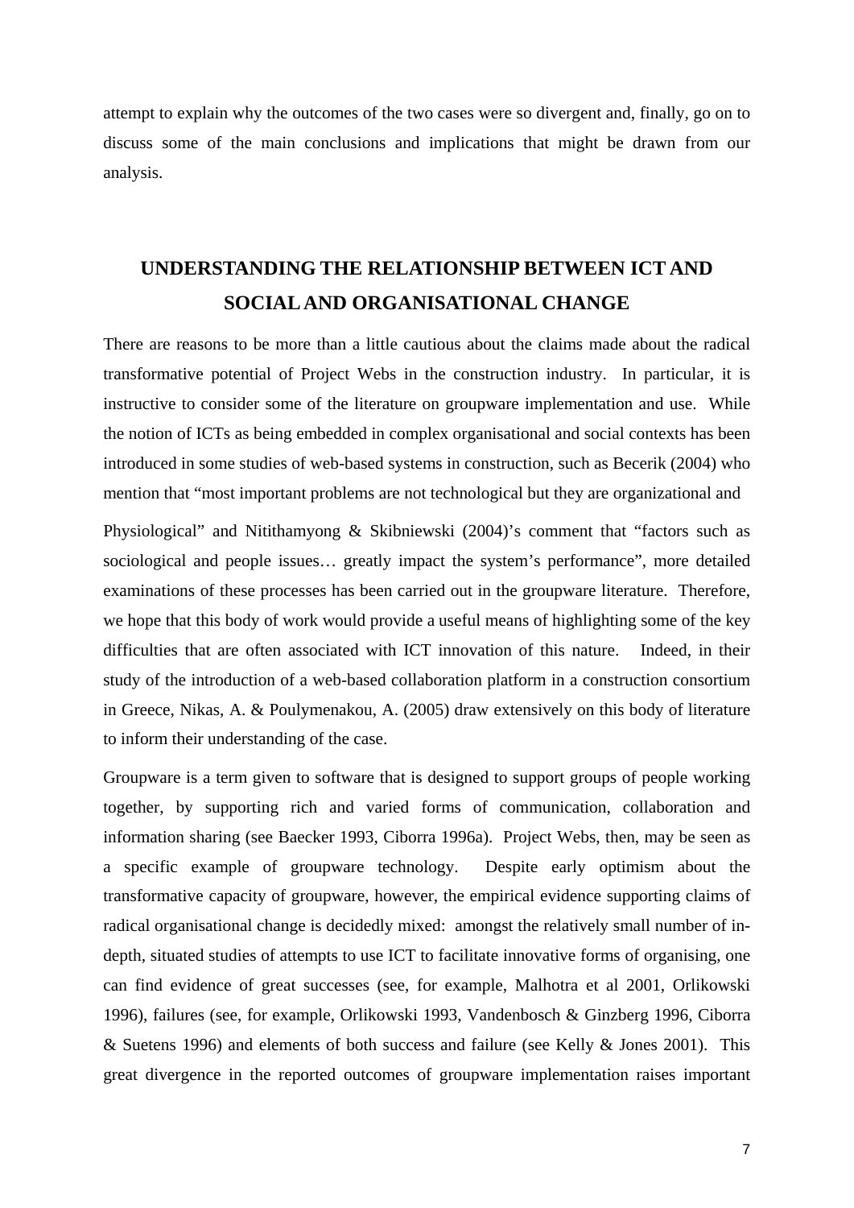attempt to explain why the outcomes of the two cases were so divergent and, finally, go on to discuss some of the main conclusions and implications that might be drawn from our analysis.

## UNDERSTANDING THE RELATIONSHIP BETWEEN ICT AND SOCIAL AND ORGANISATIONAL CHANGE

There are reasons to be more than a little cautious about the claims made about the radical transformative potential of Project Webs in the construction industry. In particular, it is instructive to consider some of the literature on groupware implementation and use. While the notion of ICTs as being embedded in complex organisational and social contexts has been introduced in some studies of web-based systems in construction, such as Becerik (2004) who mention that "most important problems are not technological but they are organizational and Physiological" and Nitithamyong & Skibniewski (2004)'s comment that "factors such as sociological and people issues… greatly impact the system's performance", more detailed examinations of these processes has been carried out in the groupware literature. Therefore, we hope that this body of work would provide a useful means of highlighting some of the key difficulties that are often associated with ICT innovation of this nature. Indeed, in their study of the introduction of a web-based collaboration platform in a construction consortium in Greece, Nikas, A. & Poulymenakou, A. (2005) draw extensively on this body of literature to inform their understanding of the case.

Groupware is a term given to software that is designed to support groups of people working together, by supporting rich and varied forms of communication, collaboration and information sharing (see Baecker 1993, Ciborra 1996a). Project Webs, then, may be seen as a specific example of groupware technology. Despite early optimism about the transformative capacity of groupware, however, the empirical evidence supporting claims of radical organisational change is decidedly mixed: amongst the relatively small number of in-depth, situated studies of attempts to use ICT to facilitate innovative forms of organising, one can find evidence of great successes (see, for example, Malhotra et al 2001, Orlikowski 1996), failures (see, for example, Orlikowski 1993, Vandenbosch & Ginzberg 1996, Ciborra & Suetens 1996) and elements of both success and failure (see Kelly & Jones 2001). This great divergence in the reported outcomes of groupware implementation raises important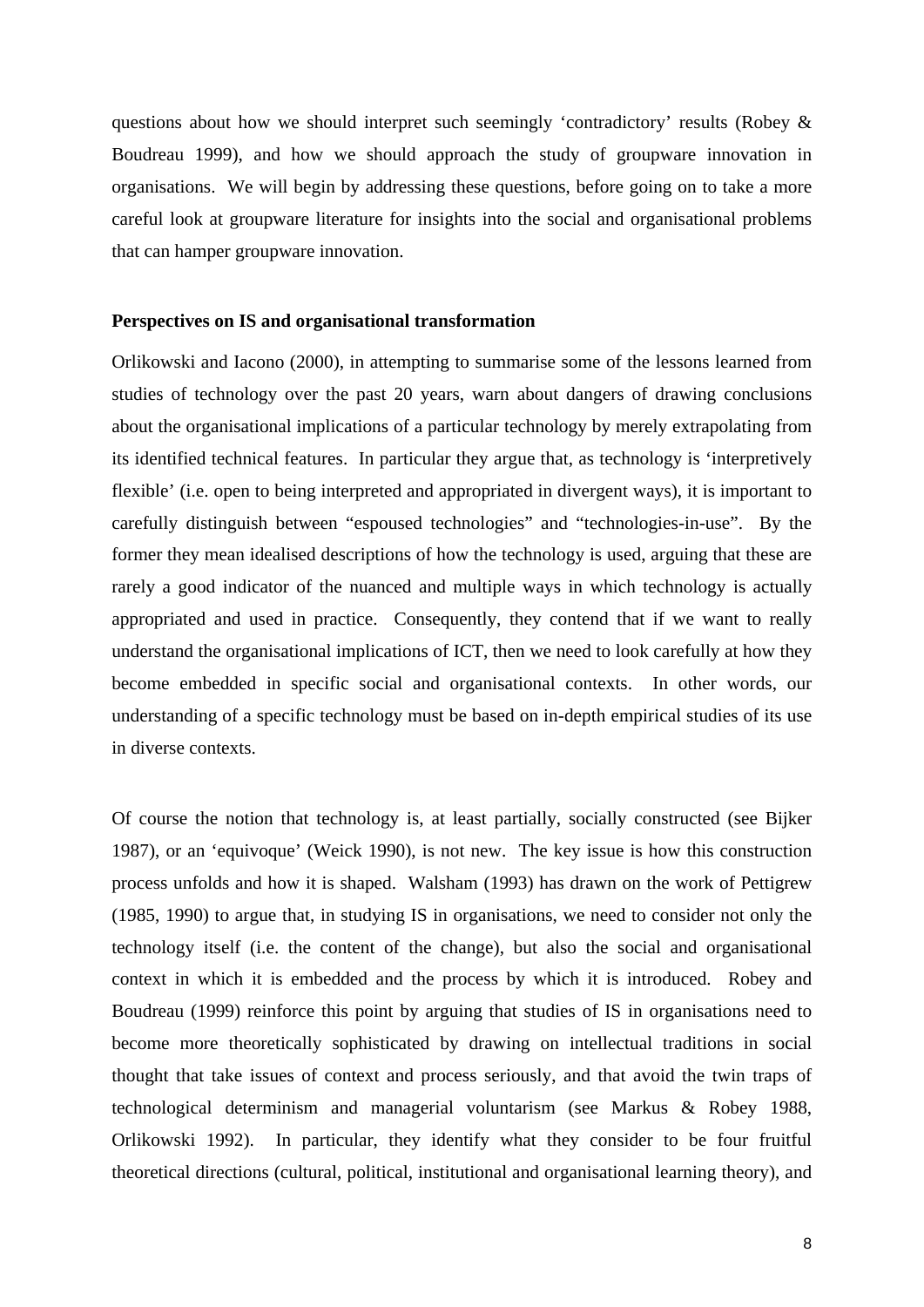questions about how we should interpret such seemingly 'contradictory' results (Robey & Boudreau 1999), and how we should approach the study of groupware innovation in organisations. We will begin by addressing these questions, before going on to take a more careful look at groupware literature for insights into the social and organisational problems that can hamper groupware innovation.

**Perspectives on IS and organisational transformation**

Orlikowski and Iacono (2000), in attempting to summarise some of the lessons learned from studies of technology over the past 20 years, warn about dangers of drawing conclusions about the organisational implications of a particular technology by merely extrapolating from its identified technical features. In particular they argue that, as technology is 'interpretively flexible' (i.e. open to being interpreted and appropriated in divergent ways), it is important to carefully distinguish between "espoused technologies" and "technologies-in-use". By the former they mean idealised descriptions of how the technology is used, arguing that these are rarely a good indicator of the nuanced and multiple ways in which technology is actually appropriated and used in practice. Consequently, they contend that if we want to really understand the organisational implications of ICT, then we need to look carefully at how they become embedded in specific social and organisational contexts. In other words, our understanding of a specific technology must be based on in-depth empirical studies of its use in diverse contexts.

Of course the notion that technology is, at least partially, socially constructed (see Bijker 1987), or an 'equivoque' (Weick 1990), is not new. The key issue is how this construction process unfolds and how it is shaped. Walsham (1993) has drawn on the work of Pettigrew (1985, 1990) to argue that, in studying IS in organisations, we need to consider not only the technology itself (i.e. the content of the change), but also the social and organisational context in which it is embedded and the process by which it is introduced. Robey and Boudreau (1999) reinforce this point by arguing that studies of IS in organisations need to become more theoretically sophisticated by drawing on intellectual traditions in social thought that take issues of context and process seriously, and that avoid the twin traps of technological determinism and managerial voluntarism (see Markus & Robey 1988, Orlikowski 1992). In particular, they identify what they consider to be four fruitful theoretical directions (cultural, political, institutional and organisational learning theory), and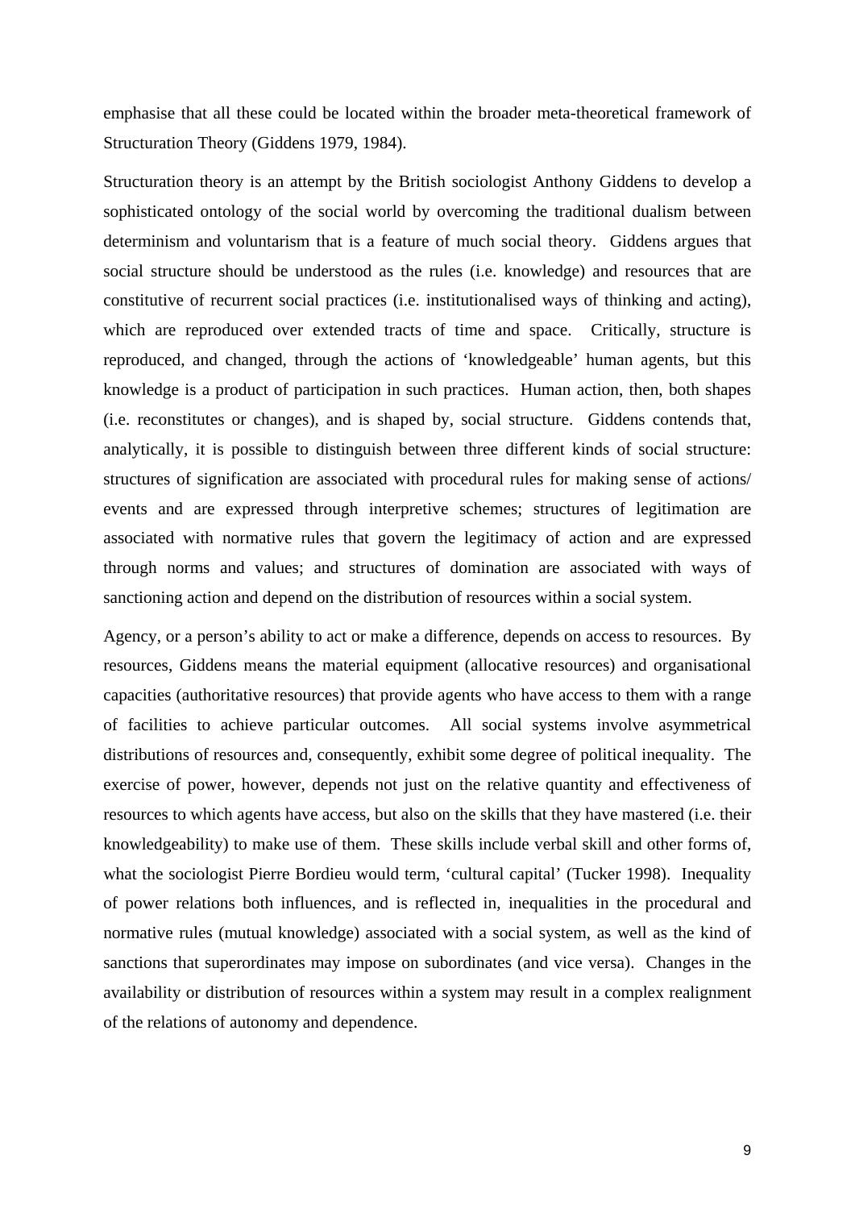emphasise that all these could be located within the broader meta-theoretical framework of Structuration Theory (Giddens 1979, 1984).

Structuration theory is an attempt by the British sociologist Anthony Giddens to develop a sophisticated ontology of the social world by overcoming the traditional dualism between determinism and voluntarism that is a feature of much social theory. Giddens argues that social structure should be understood as the rules (i.e. knowledge) and resources that are constitutive of recurrent social practices (i.e. institutionalised ways of thinking and acting), which are reproduced over extended tracts of time and space. Critically, structure is reproduced, and changed, through the actions of 'knowledgeable' human agents, but this knowledge is a product of participation in such practices. Human action, then, both shapes (i.e. reconstitutes or changes), and is shaped by, social structure. Giddens contends that, analytically, it is possible to distinguish between three different kinds of social structure: structures of signification are associated with procedural rules for making sense of actions/ events and are expressed through interpretive schemes; structures of legitimation are associated with normative rules that govern the legitimacy of action and are expressed through norms and values; and structures of domination are associated with ways of sanctioning action and depend on the distribution of resources within a social system.

Agency, or a person's ability to act or make a difference, depends on access to resources. By resources, Giddens means the material equipment (allocative resources) and organisational capacities (authoritative resources) that provide agents who have access to them with a range of facilities to achieve particular outcomes. All social systems involve asymmetrical distributions of resources and, consequently, exhibit some degree of political inequality. The exercise of power, however, depends not just on the relative quantity and effectiveness of resources to which agents have access, but also on the skills that they have mastered (i.e. their knowledgeability) to make use of them. These skills include verbal skill and other forms of, what the sociologist Pierre Bordieu would term, 'cultural capital' (Tucker 1998). Inequality of power relations both influences, and is reflected in, inequalities in the procedural and normative rules (mutual knowledge) associated with a social system, as well as the kind of sanctions that superordinates may impose on subordinates (and vice versa). Changes in the availability or distribution of resources within a system may result in a complex realignment of the relations of autonomy and dependence.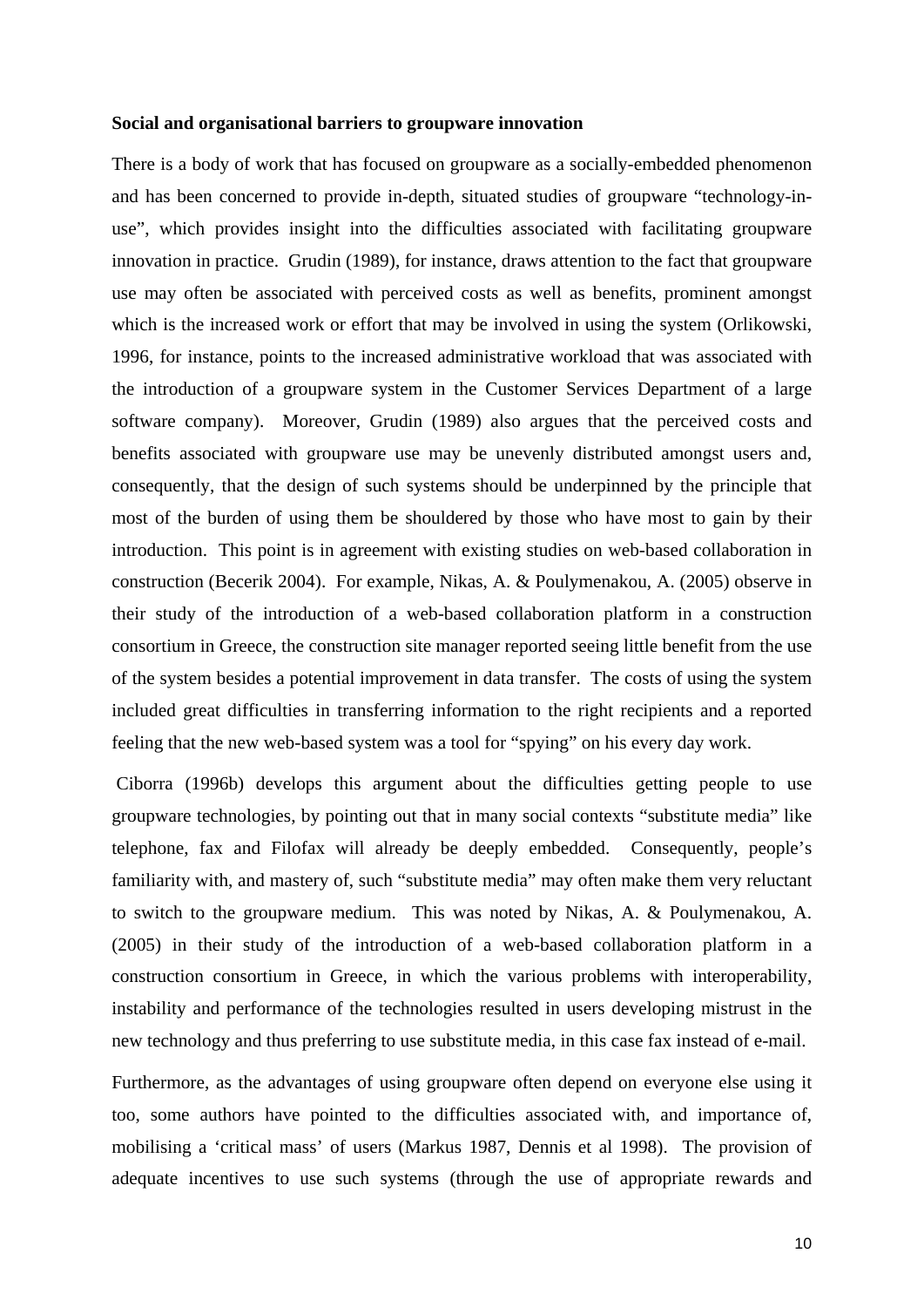**Social and organisational barriers to groupware innovation**

There is a body of work that has focused on groupware as a socially-embedded phenomenon and has been concerned to provide in-depth, situated studies of groupware "technology-in-use", which provides insight into the difficulties associated with facilitating groupware innovation in practice. Grudin (1989), for instance, draws attention to the fact that groupware use may often be associated with perceived costs as well as benefits, prominent amongst which is the increased work or effort that may be involved in using the system (Orlikowski, 1996, for instance, points to the increased administrative workload that was associated with the introduction of a groupware system in the Customer Services Department of a large software company). Moreover, Grudin (1989) also argues that the perceived costs and benefits associated with groupware use may be unevenly distributed amongst users and, consequently, that the design of such systems should be underpinned by the principle that most of the burden of using them be shouldered by those who have most to gain by their introduction. This point is in agreement with existing studies on web-based collaboration in construction (Becerik 2004). For example, Nikas, A. & Poulymenakou, A. (2005) observe in their study of the introduction of a web-based collaboration platform in a construction consortium in Greece, the construction site manager reported seeing little benefit from the use of the system besides a potential improvement in data transfer. The costs of using the system included great difficulties in transferring information to the right recipients and a reported feeling that the new web-based system was a tool for "spying" on his every day work.

Ciborra (1996b) develops this argument about the difficulties getting people to use groupware technologies, by pointing out that in many social contexts "substitute media" like telephone, fax and Filofax will already be deeply embedded. Consequently, people's familiarity with, and mastery of, such "substitute media" may often make them very reluctant to switch to the groupware medium. This was noted by Nikas, A. & Poulymenakou, A. (2005) in their study of the introduction of a web-based collaboration platform in a construction consortium in Greece, in which the various problems with interoperability, instability and performance of the technologies resulted in users developing mistrust in the new technology and thus preferring to use substitute media, in this case fax instead of e-mail.

Furthermore, as the advantages of using groupware often depend on everyone else using it too, some authors have pointed to the difficulties associated with, and importance of, mobilising a 'critical mass' of users (Markus 1987, Dennis et al 1998). The provision of adequate incentives to use such systems (through the use of appropriate rewards and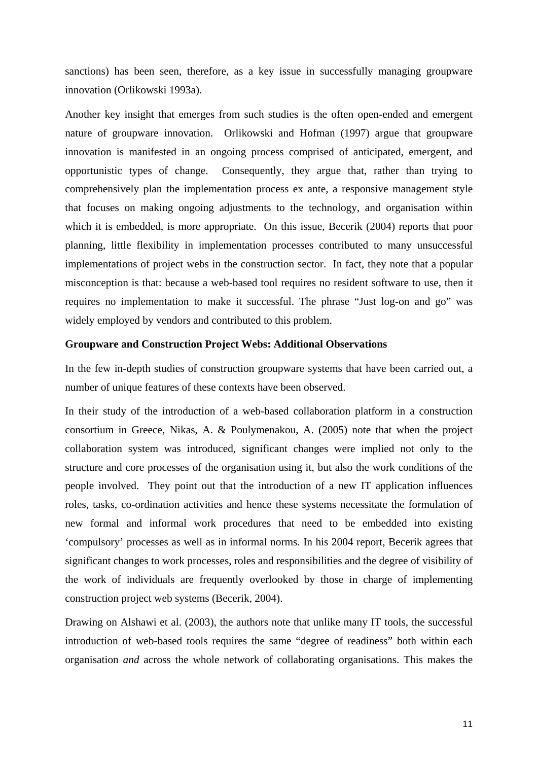sanctions) has been seen, therefore, as a key issue in successfully managing groupware innovation (Orlikowski 1993a).

Another key insight that emerges from such studies is the often open-ended and emergent nature of groupware innovation. Orlikowski and Hofman (1997) argue that groupware innovation is manifested in an ongoing process comprised of anticipated, emergent, and opportunistic types of change. Consequently, they argue that, rather than trying to comprehensively plan the implementation process ex ante, a responsive management style that focuses on making ongoing adjustments to the technology, and organisation within which it is embedded, is more appropriate. On this issue, Becerik (2004) reports that poor planning, little flexibility in implementation processes contributed to many unsuccessful implementations of project webs in the construction sector. In fact, they note that a popular misconception is that: because a web-based tool requires no resident software to use, then it requires no implementation to make it successful. The phrase "Just log-on and go" was widely employed by vendors and contributed to this problem.

**Groupware and Construction Project Webs: Additional Observations**

In the few in-depth studies of construction groupware systems that have been carried out, a number of unique features of these contexts have been observed.

In their study of the introduction of a web-based collaboration platform in a construction consortium in Greece, Nikas, A. & Poulymenakou, A. (2005) note that when the project collaboration system was introduced, significant changes were implied not only to the structure and core processes of the organisation using it, but also the work conditions of the people involved. They point out that the introduction of a new IT application influences roles, tasks, co-ordination activities and hence these systems necessitate the formulation of new formal and informal work procedures that need to be embedded into existing 'compulsory' processes as well as in informal norms. In his 2004 report, Becerik agrees that significant changes to work processes, roles and responsibilities and the degree of visibility of the work of individuals are frequently overlooked by those in charge of implementing construction project web systems (Becerik, 2004).

Drawing on Alshawi et al. (2003), the authors note that unlike many IT tools, the successful introduction of web-based tools requires the same "degree of readiness" both within each organisation *and* across the whole network of collaborating organisations. This makes the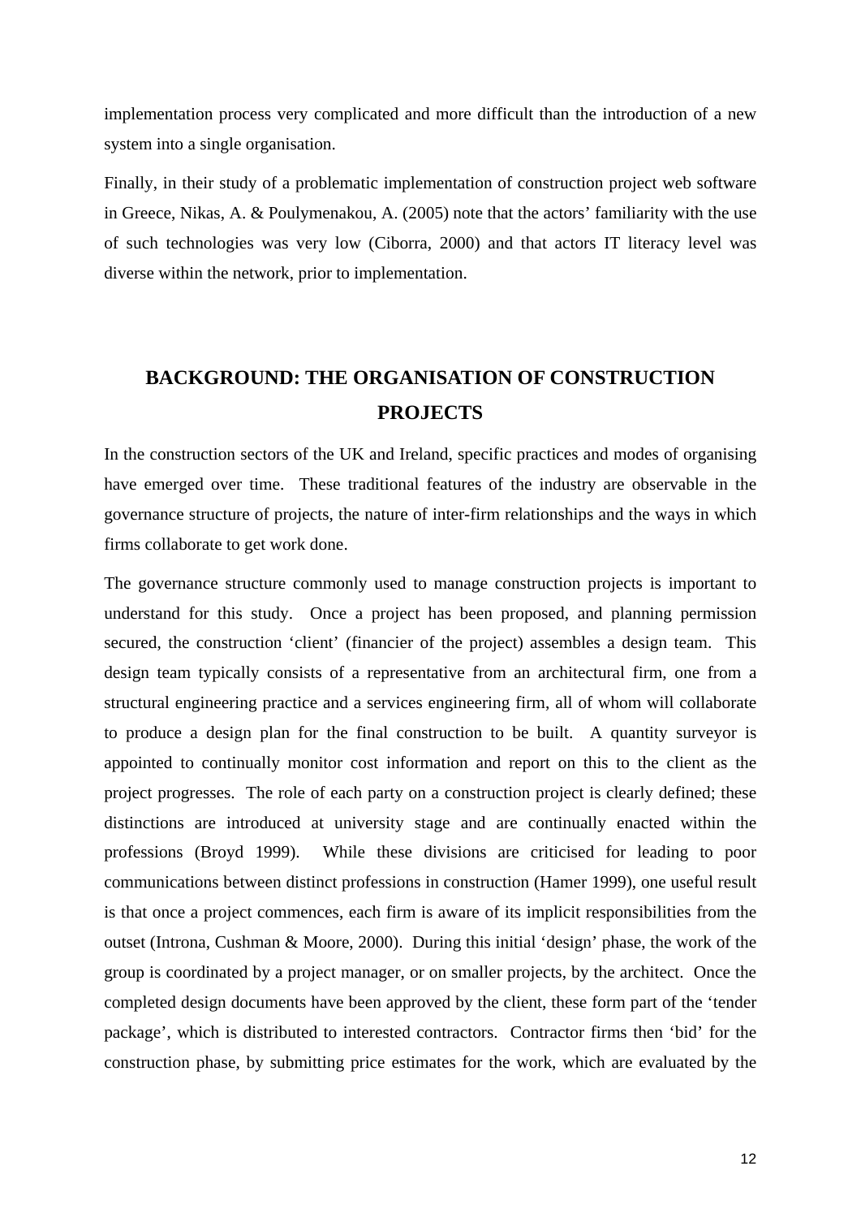implementation process very complicated and more difficult than the introduction of a new system into a single organisation.

Finally, in their study of a problematic implementation of construction project web software in Greece, Nikas, A. & Poulymenakou, A. (2005) note that the actors' familiarity with the use of such technologies was very low (Ciborra, 2000) and that actors IT literacy level was diverse within the network, prior to implementation.

## BACKGROUND: THE ORGANISATION OF CONSTRUCTION PROJECTS

In the construction sectors of the UK and Ireland, specific practices and modes of organising have emerged over time. These traditional features of the industry are observable in the governance structure of projects, the nature of inter-firm relationships and the ways in which firms collaborate to get work done.

The governance structure commonly used to manage construction projects is important to understand for this study. Once a project has been proposed, and planning permission secured, the construction 'client' (financier of the project) assembles a design team. This design team typically consists of a representative from an architectural firm, one from a structural engineering practice and a services engineering firm, all of whom will collaborate to produce a design plan for the final construction to be built. A quantity surveyor is appointed to continually monitor cost information and report on this to the client as the project progresses. The role of each party on a construction project is clearly defined; these distinctions are introduced at university stage and are continually enacted within the professions (Broyd 1999). While these divisions are criticised for leading to poor communications between distinct professions in construction (Hamer 1999), one useful result is that once a project commences, each firm is aware of its implicit responsibilities from the outset (Introna, Cushman & Moore, 2000). During this initial 'design' phase, the work of the group is coordinated by a project manager, or on smaller projects, by the architect. Once the completed design documents have been approved by the client, these form part of the 'tender package', which is distributed to interested contractors. Contractor firms then 'bid' for the construction phase, by submitting price estimates for the work, which are evaluated by the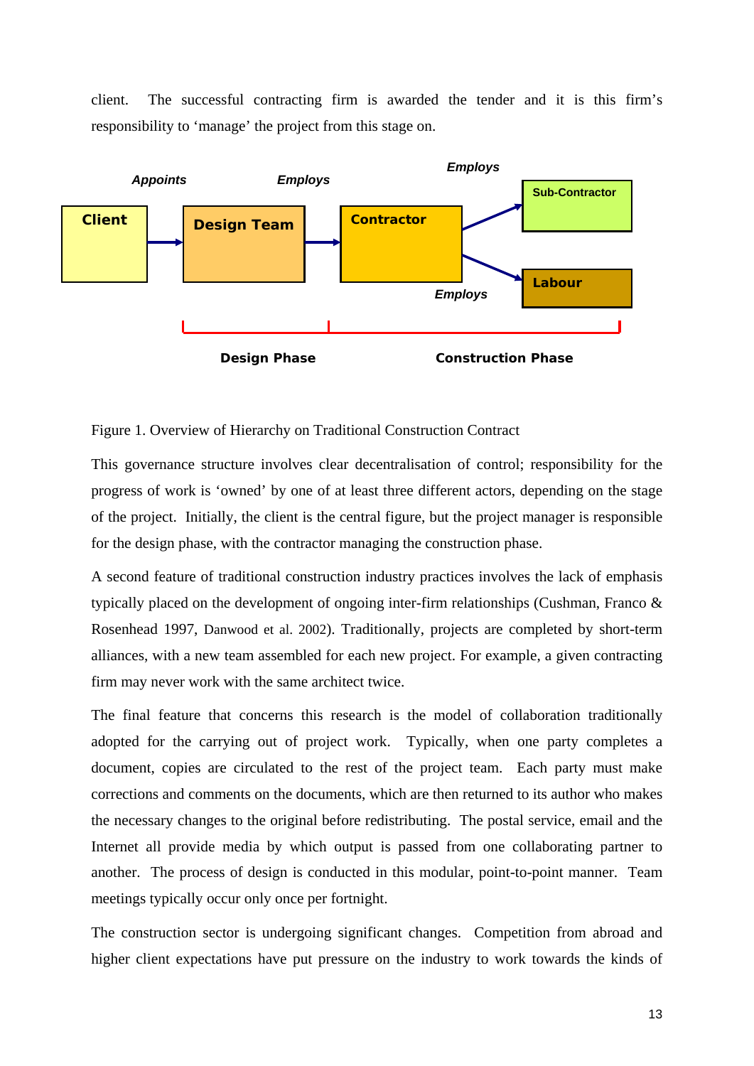client. The successful contracting firm is awarded the tender and it is this firm's responsibility to 'manage' the project from this stage on.

Figure 1. Overview of Hierarchy on Traditional Construction Contract

This governance structure involves clear decentralisation of control; responsibility for the progress of work is 'owned' by one of at least three different actors, depending on the stage of the project. Initially, the client is the central figure, but the project manager is responsible for the design phase, with the contractor managing the construction phase.

A second feature of traditional construction industry practices involves the lack of emphasis typically placed on the development of ongoing inter-firm relationships (Cushman, Franco & Rosenhead 1997, Danwood et al. 2002). Traditionally, projects are completed by short-term alliances, with a new team assembled for each new project. For example, a given contracting firm may never work with the same architect twice.

The final feature that concerns this research is the model of collaboration traditionally adopted for the carrying out of project work. Typically, when one party completes a document, copies are circulated to the rest of the project team. Each party must make corrections and comments on the documents, which are then returned to its author who makes the necessary changes to the original before redistributing. The postal service, email and the Internet all provide media by which output is passed from one collaborating partner to another. The process of design is conducted in this modular, point-to-point manner. Team meetings typically occur only once per fortnight.

The construction sector is undergoing significant changes. Competition from abroad and higher client expectations have put pressure on the industry to work towards the kinds of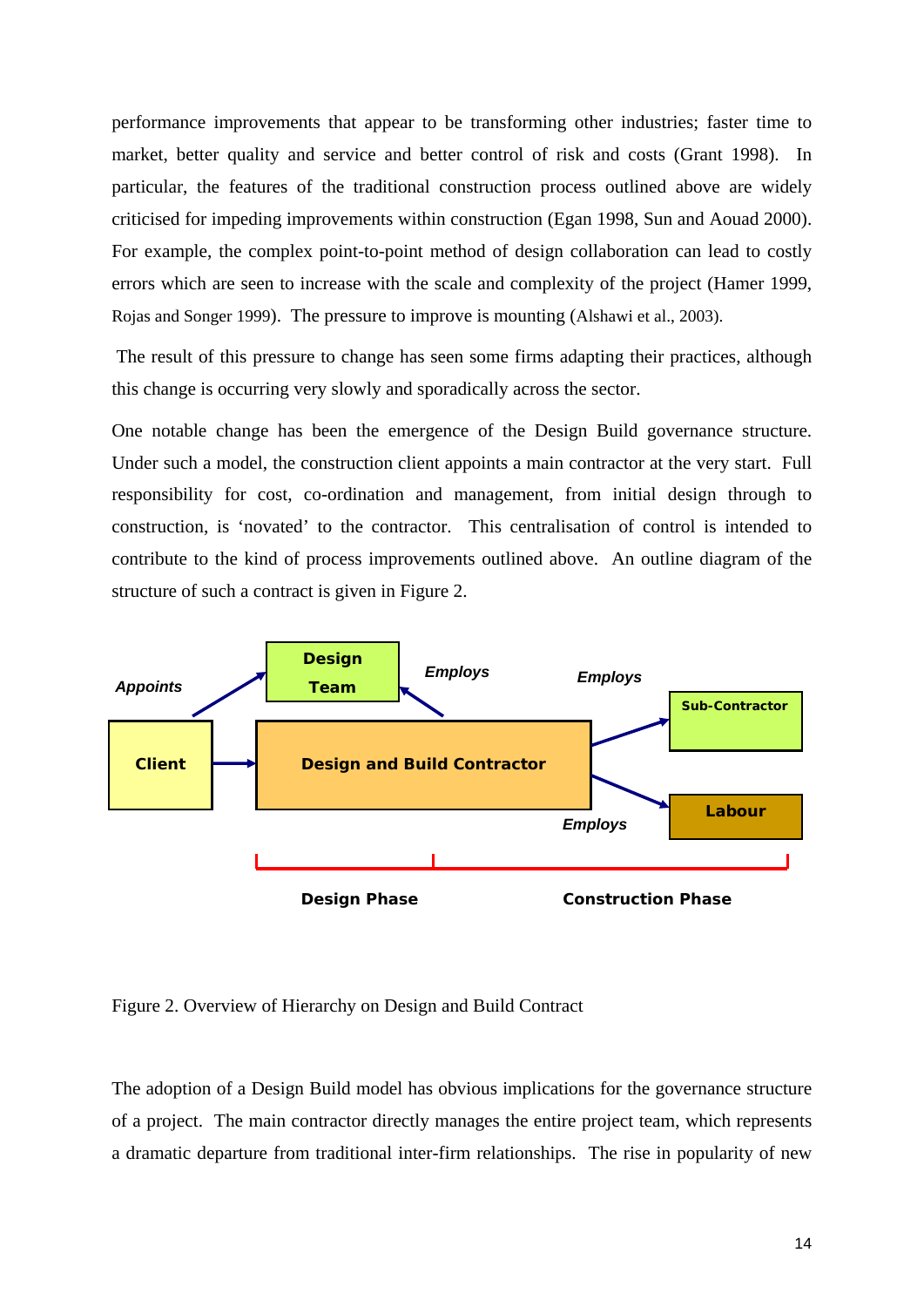performance improvements that appear to be transforming other industries; faster time to market, better quality and service and better control of risk and costs (Grant 1998). In particular, the features of the traditional construction process outlined above are widely criticised for impeding improvements within construction (Egan 1998, Sun and Aouad 2000). For example, the complex point-to-point method of design collaboration can lead to costly errors which are seen to increase with the scale and complexity of the project (Hamer 1999, Rojas and Songer 1999). The pressure to improve is mounting (Alshawi et al., 2003).

The result of this pressure to change has seen some firms adapting their practices, although this change is occurring very slowly and sporadically across the sector.

One notable change has been the emergence of the Design Build governance structure. Under such a model, the construction client appoints a main contractor at the very start. Full responsibility for cost, co-ordination and management, from initial design through to construction, is 'novated' to the contractor. This centralisation of control is intended to contribute to the kind of process improvements outlined above. An outline diagram of the structure of such a contract is given in Figure 2.

Appoints | Design Team | Employs | Employs

Client | Design and Build Contractor | Sub-Contractor | Labour

Employs

Design Phase | Construction Phase

Figure 2. Overview of Hierarchy on Design and Build Contract

The adoption of a Design Build model has obvious implications for the governance structure of a project. The main contractor directly manages the entire project team, which represents a dramatic departure from traditional inter-firm relationships. The rise in popularity of new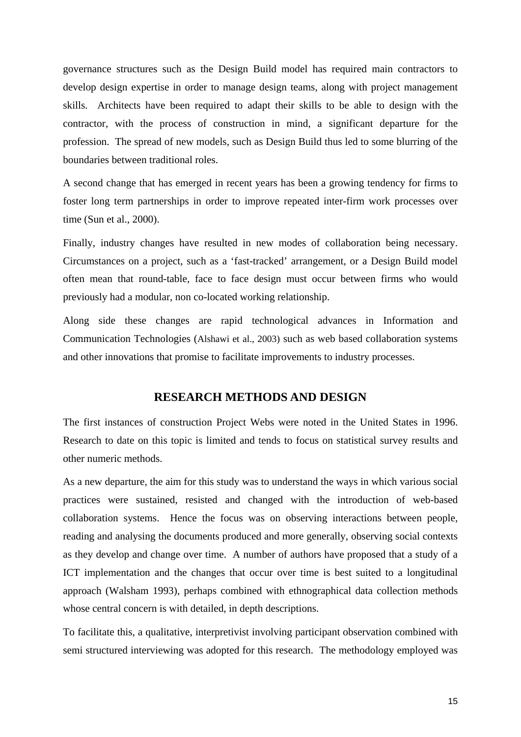governance structures such as the Design Build model has required main contractors to develop design expertise in order to manage design teams, along with project management skills. Architects have been required to adapt their skills to be able to design with the contractor, with the process of construction in mind, a significant departure for the profession. The spread of new models, such as Design Build thus led to some blurring of the boundaries between traditional roles.

A second change that has emerged in recent years has been a growing tendency for firms to foster long term partnerships in order to improve repeated inter-firm work processes over time (Sun et al., 2000).

Finally, industry changes have resulted in new modes of collaboration being necessary. Circumstances on a project, such as a 'fast-tracked' arrangement, or a Design Build model often mean that round-table, face to face design must occur between firms who would previously had a modular, non co-located working relationship.

Along side these changes are rapid technological advances in Information and Communication Technologies (Alshawi et al., 2003) such as web based collaboration systems and other innovations that promise to facilitate improvements to industry processes.

## RESEARCH METHODS AND DESIGN

The first instances of construction Project Webs were noted in the United States in 1996. Research to date on this topic is limited and tends to focus on statistical survey results and other numeric methods.

As a new departure, the aim for this study was to understand the ways in which various social practices were sustained, resisted and changed with the introduction of web-based collaboration systems. Hence the focus was on observing interactions between people, reading and analysing the documents produced and more generally, observing social contexts as they develop and change over time. A number of authors have proposed that a study of a ICT implementation and the changes that occur over time is best suited to a longitudinal approach (Walsham 1993), perhaps combined with ethnographical data collection methods whose central concern is with detailed, in depth descriptions.

To facilitate this, a qualitative, interpretivist involving participant observation combined with semi structured interviewing was adopted for this research. The methodology employed was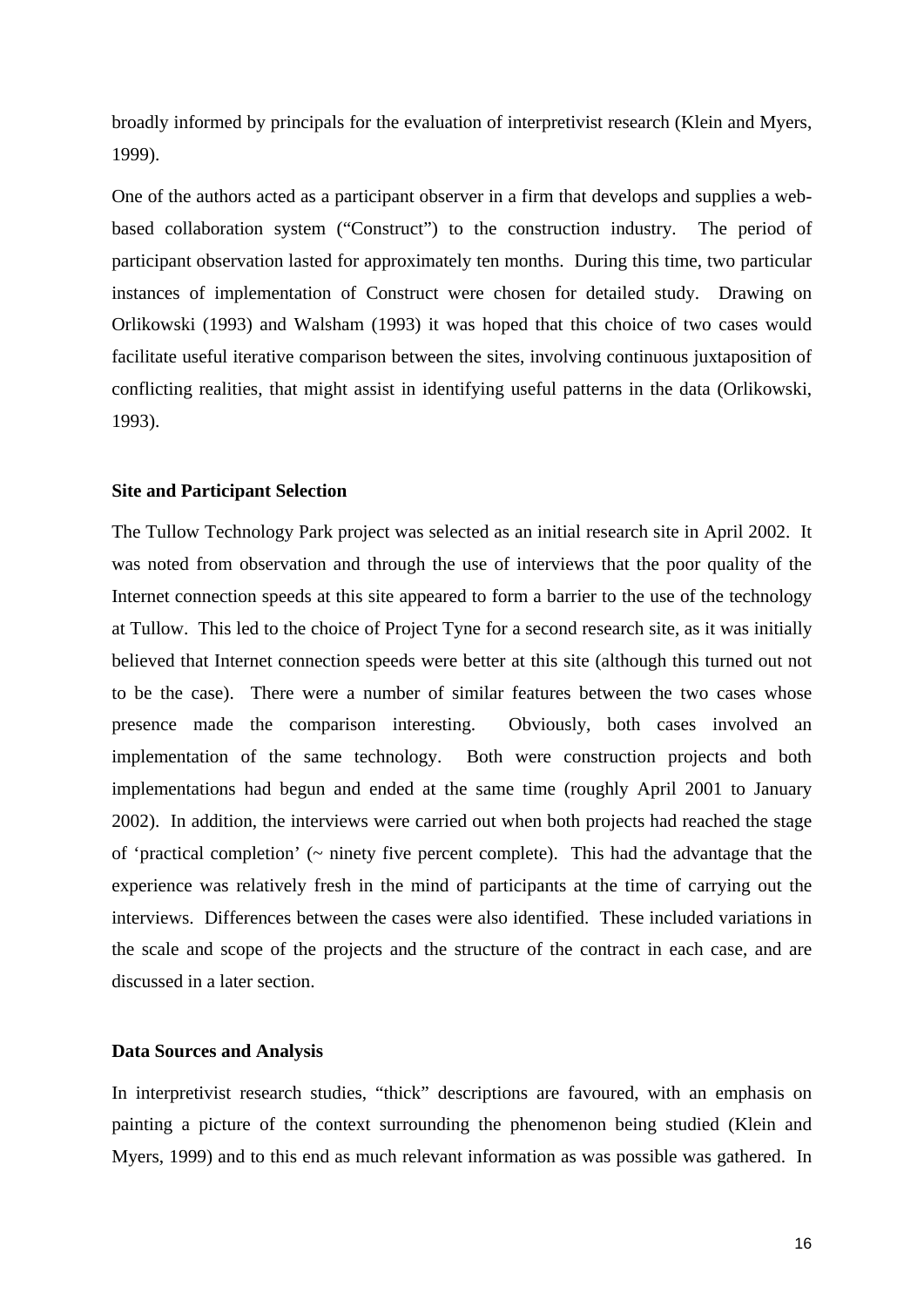broadly informed by principals for the evaluation of interpretivist research (Klein and Myers, 1999).

One of the authors acted as a participant observer in a firm that develops and supplies a web-based collaboration system ("Construct") to the construction industry. The period of participant observation lasted for approximately ten months. During this time, two particular instances of implementation of Construct were chosen for detailed study. Drawing on Orlikowski (1993) and Walsham (1993) it was hoped that this choice of two cases would facilitate useful iterative comparison between the sites, involving continuous juxtaposition of conflicting realities, that might assist in identifying useful patterns in the data (Orlikowski, 1993).

**Site and Participant Selection**

The Tullow Technology Park project was selected as an initial research site in April 2002. It was noted from observation and through the use of interviews that the poor quality of the Internet connection speeds at this site appeared to form a barrier to the use of the technology at Tullow. This led to the choice of Project Tyne for a second research site, as it was initially believed that Internet connection speeds were better at this site (although this turned out not to be the case). There were a number of similar features between the two cases whose presence made the comparison interesting. Obviously, both cases involved an implementation of the same technology. Both were construction projects and both implementations had begun and ended at the same time (roughly April 2001 to January 2002). In addition, the interviews were carried out when both projects had reached the stage of 'practical completion' (~ ninety five percent complete). This had the advantage that the experience was relatively fresh in the mind of participants at the time of carrying out the interviews. Differences between the cases were also identified. These included variations in the scale and scope of the projects and the structure of the contract in each case, and are discussed in a later section.

**Data Sources and Analysis**

In interpretivist research studies, "thick" descriptions are favoured, with an emphasis on painting a picture of the context surrounding the phenomenon being studied (Klein and Myers, 1999) and to this end as much relevant information as was possible was gathered. In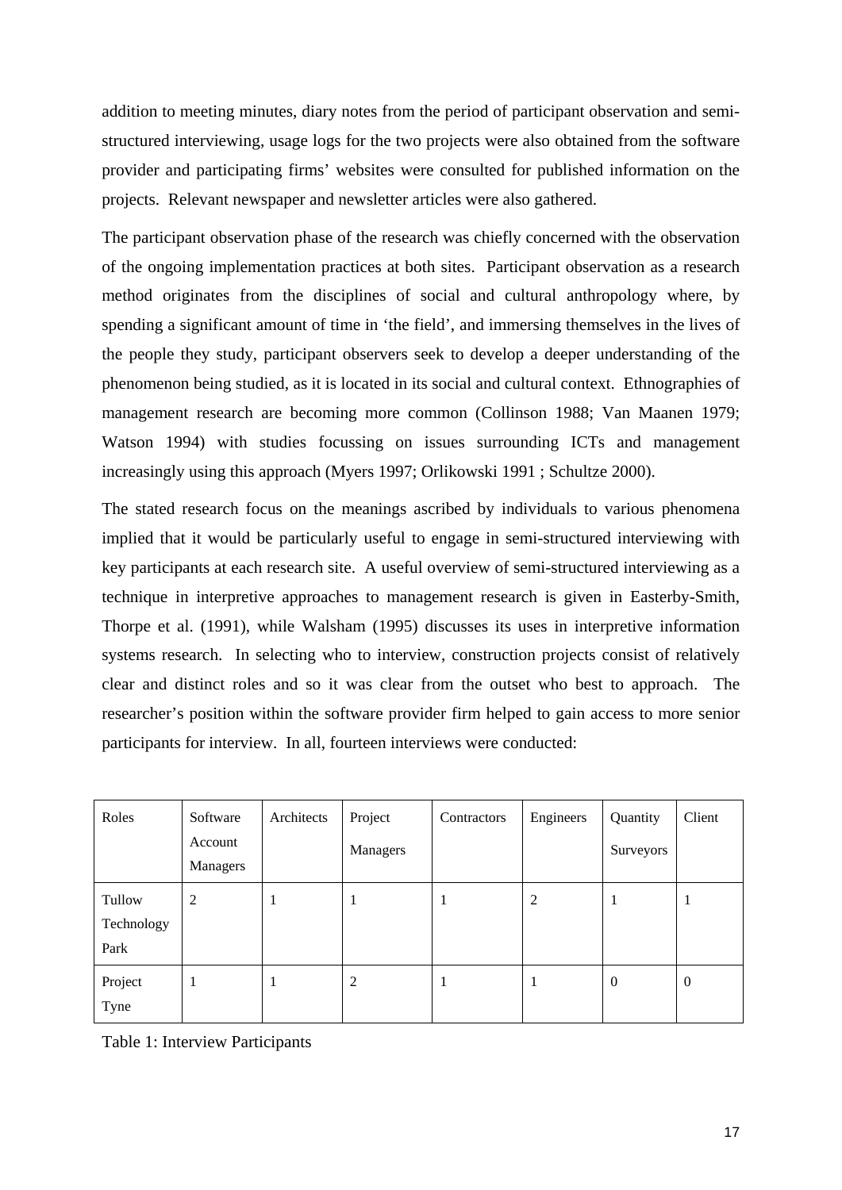addition to meeting minutes, diary notes from the period of participant observation and semi-structured interviewing, usage logs for the two projects were also obtained from the software provider and participating firms' websites were consulted for published information on the projects. Relevant newspaper and newsletter articles were also gathered.

The participant observation phase of the research was chiefly concerned with the observation of the ongoing implementation practices at both sites. Participant observation as a research method originates from the disciplines of social and cultural anthropology where, by spending a significant amount of time in 'the field', and immersing themselves in the lives of the people they study, participant observers seek to develop a deeper understanding of the phenomenon being studied, as it is located in its social and cultural context. Ethnographies of management research are becoming more common (Collinson 1988; Van Maanen 1979; Watson 1994) with studies focussing on issues surrounding ICTs and management increasingly using this approach (Myers 1997; Orlikowski 1991 ; Schultze 2000).

The stated research focus on the meanings ascribed by individuals to various phenomena implied that it would be particularly useful to engage in semi-structured interviewing with key participants at each research site. A useful overview of semi-structured interviewing as a technique in interpretive approaches to management research is given in Easterby-Smith, Thorpe et al. (1991), while Walsham (1995) discusses its uses in interpretive information systems research. In selecting who to interview, construction projects consist of relatively clear and distinct roles and so it was clear from the outset who best to approach. The researcher's position within the software provider firm helped to gain access to more senior participants for interview. In all, fourteen interviews were conducted:

| Roles | Software Account Managers | Architects | Project Managers | Contractors | Engineers | Quantity Surveyors | Client |
|---|---|---|---|---|---|---|---|
| Tullow Technology Park | 2 | 1 | 1 | 1 | 2 | 1 | 1 |
| Project Tyne | 1 | 1 | 2 | 1 | 1 | 0 | 0 |

Table 1: Interview Participants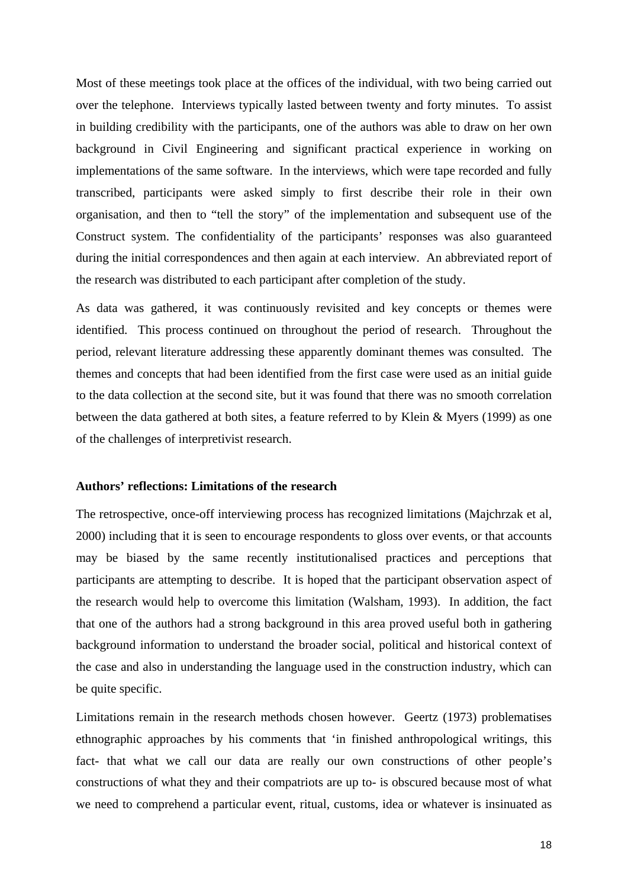Most of these meetings took place at the offices of the individual, with two being carried out over the telephone. Interviews typically lasted between twenty and forty minutes. To assist in building credibility with the participants, one of the authors was able to draw on her own background in Civil Engineering and significant practical experience in working on implementations of the same software. In the interviews, which were tape recorded and fully transcribed, participants were asked simply to first describe their role in their own organisation, and then to "tell the story" of the implementation and subsequent use of the Construct system. The confidentiality of the participants' responses was also guaranteed during the initial correspondences and then again at each interview. An abbreviated report of the research was distributed to each participant after completion of the study.

As data was gathered, it was continuously revisited and key concepts or themes were identified. This process continued on throughout the period of research. Throughout the period, relevant literature addressing these apparently dominant themes was consulted. The themes and concepts that had been identified from the first case were used as an initial guide to the data collection at the second site, but it was found that there was no smooth correlation between the data gathered at both sites, a feature referred to by Klein & Myers (1999) as one of the challenges of interpretivist research.

**Authors' reflections: Limitations of the research**

The retrospective, once-off interviewing process has recognized limitations (Majchrzak et al, 2000) including that it is seen to encourage respondents to gloss over events, or that accounts may be biased by the same recently institutionalised practices and perceptions that participants are attempting to describe. It is hoped that the participant observation aspect of the research would help to overcome this limitation (Walsham, 1993). In addition, the fact that one of the authors had a strong background in this area proved useful both in gathering background information to understand the broader social, political and historical context of the case and also in understanding the language used in the construction industry, which can be quite specific.

Limitations remain in the research methods chosen however. Geertz (1973) problematises ethnographic approaches by his comments that 'in finished anthropological writings, this fact- that what we call our data are really our own constructions of other people's constructions of what they and their compatriots are up to- is obscured because most of what we need to comprehend a particular event, ritual, customs, idea or whatever is insinuated as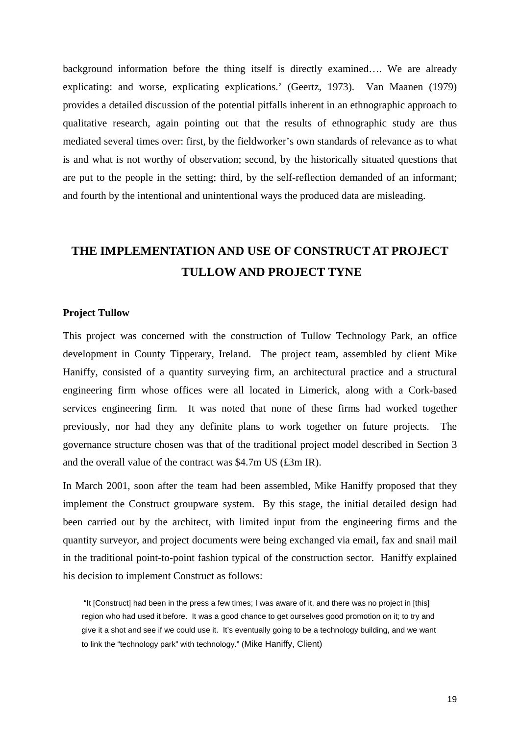background information before the thing itself is directly examined…. We are already explicating: and worse, explicating explications.' (Geertz, 1973). Van Maanen (1979) provides a detailed discussion of the potential pitfalls inherent in an ethnographic approach to qualitative research, again pointing out that the results of ethnographic study are thus mediated several times over: first, by the fieldworker's own standards of relevance as to what is and what is not worthy of observation; second, by the historically situated questions that are put to the people in the setting; third, by the self-reflection demanded of an informant; and fourth by the intentional and unintentional ways the produced data are misleading.

## THE IMPLEMENTATION AND USE OF CONSTRUCT AT PROJECT TULLOW AND PROJECT TYNE

### Project Tullow

This project was concerned with the construction of Tullow Technology Park, an office development in County Tipperary, Ireland. The project team, assembled by client Mike Haniffy, consisted of a quantity surveying firm, an architectural practice and a structural engineering firm whose offices were all located in Limerick, along with a Cork-based services engineering firm. It was noted that none of these firms had worked together previously, nor had they any definite plans to work together on future projects. The governance structure chosen was that of the traditional project model described in Section 3 and the overall value of the contract was $4.7m US (£3m IR).

In March 2001, soon after the team had been assembled, Mike Haniffy proposed that they implement the Construct groupware system. By this stage, the initial detailed design had been carried out by the architect, with limited input from the engineering firms and the quantity surveyor, and project documents were being exchanged via email, fax and snail mail in the traditional point-to-point fashion typical of the construction sector. Haniffy explained his decision to implement Construct as follows:

> "It [Construct] had been in the press a few times; I was aware of it, and there was no project in [this] region who had used it before. It was a good chance to get ourselves good promotion on it; to try and give it a shot and see if we could use it. It's eventually going to be a technology building, and we want to link the "technology park" with technology." (Mike Haniffy, Client)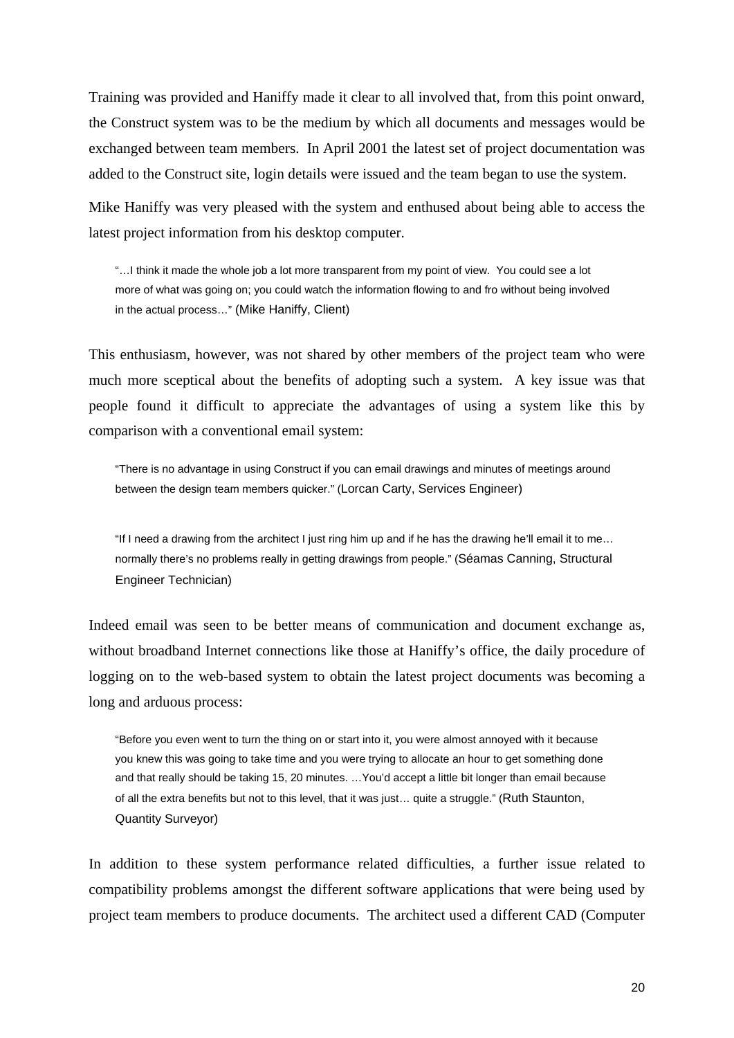Training was provided and Haniffy made it clear to all involved that, from this point onward, the Construct system was to be the medium by which all documents and messages would be exchanged between team members. In April 2001 the latest set of project documentation was added to the Construct site, login details were issued and the team began to use the system.

Mike Haniffy was very pleased with the system and enthused about being able to access the latest project information from his desktop computer.

> "…I think it made the whole job a lot more transparent from my point of view. You could see a lot more of what was going on; you could watch the information flowing to and fro without being involved in the actual process…" (Mike Haniffy, Client)

This enthusiasm, however, was not shared by other members of the project team who were much more sceptical about the benefits of adopting such a system. A key issue was that people found it difficult to appreciate the advantages of using a system like this by comparison with a conventional email system:

> "There is no advantage in using Construct if you can email drawings and minutes of meetings around between the design team members quicker." (Lorcan Carty, Services Engineer)

> "If I need a drawing from the architect I just ring him up and if he has the drawing he'll email it to me… normally there's no problems really in getting drawings from people." (Séamas Canning, Structural Engineer Technician)

Indeed email was seen to be better means of communication and document exchange as, without broadband Internet connections like those at Haniffy's office, the daily procedure of logging on to the web-based system to obtain the latest project documents was becoming a long and arduous process:

> "Before you even went to turn the thing on or start into it, you were almost annoyed with it because you knew this was going to take time and you were trying to allocate an hour to get something done and that really should be taking 15, 20 minutes. …You'd accept a little bit longer than email because of all the extra benefits but not to this level, that it was just… quite a struggle." (Ruth Staunton, Quantity Surveyor)

In addition to these system performance related difficulties, a further issue related to compatibility problems amongst the different software applications that were being used by project team members to produce documents. The architect used a different CAD (Computer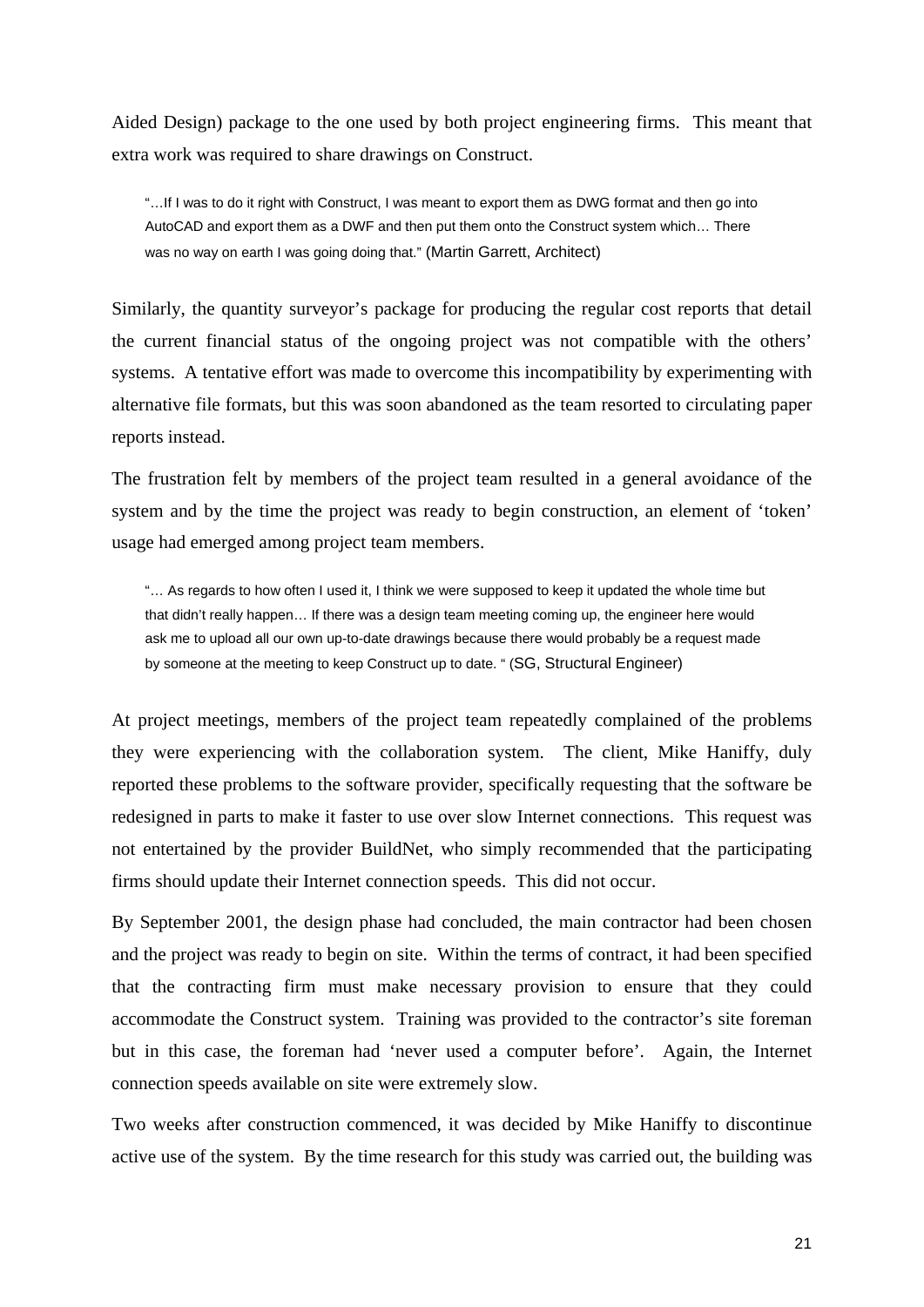Aided Design) package to the one used by both project engineering firms. This meant that extra work was required to share drawings on Construct.

> "…If I was to do it right with Construct, I was meant to export them as DWG format and then go into AutoCAD and export them as a DWF and then put them onto the Construct system which… There was no way on earth I was going doing that." (Martin Garrett, Architect)

Similarly, the quantity surveyor's package for producing the regular cost reports that detail the current financial status of the ongoing project was not compatible with the others' systems. A tentative effort was made to overcome this incompatibility by experimenting with alternative file formats, but this was soon abandoned as the team resorted to circulating paper reports instead.

The frustration felt by members of the project team resulted in a general avoidance of the system and by the time the project was ready to begin construction, an element of 'token' usage had emerged among project team members.

> "… As regards to how often I used it, I think we were supposed to keep it updated the whole time but that didn't really happen… If there was a design team meeting coming up, the engineer here would ask me to upload all our own up-to-date drawings because there would probably be a request made by someone at the meeting to keep Construct up to date. " (SG, Structural Engineer)

At project meetings, members of the project team repeatedly complained of the problems they were experiencing with the collaboration system. The client, Mike Haniffy, duly reported these problems to the software provider, specifically requesting that the software be redesigned in parts to make it faster to use over slow Internet connections. This request was not entertained by the provider BuildNet, who simply recommended that the participating firms should update their Internet connection speeds. This did not occur.

By September 2001, the design phase had concluded, the main contractor had been chosen and the project was ready to begin on site. Within the terms of contract, it had been specified that the contracting firm must make necessary provision to ensure that they could accommodate the Construct system. Training was provided to the contractor's site foreman but in this case, the foreman had 'never used a computer before'. Again, the Internet connection speeds available on site were extremely slow.

Two weeks after construction commenced, it was decided by Mike Haniffy to discontinue active use of the system. By the time research for this study was carried out, the building was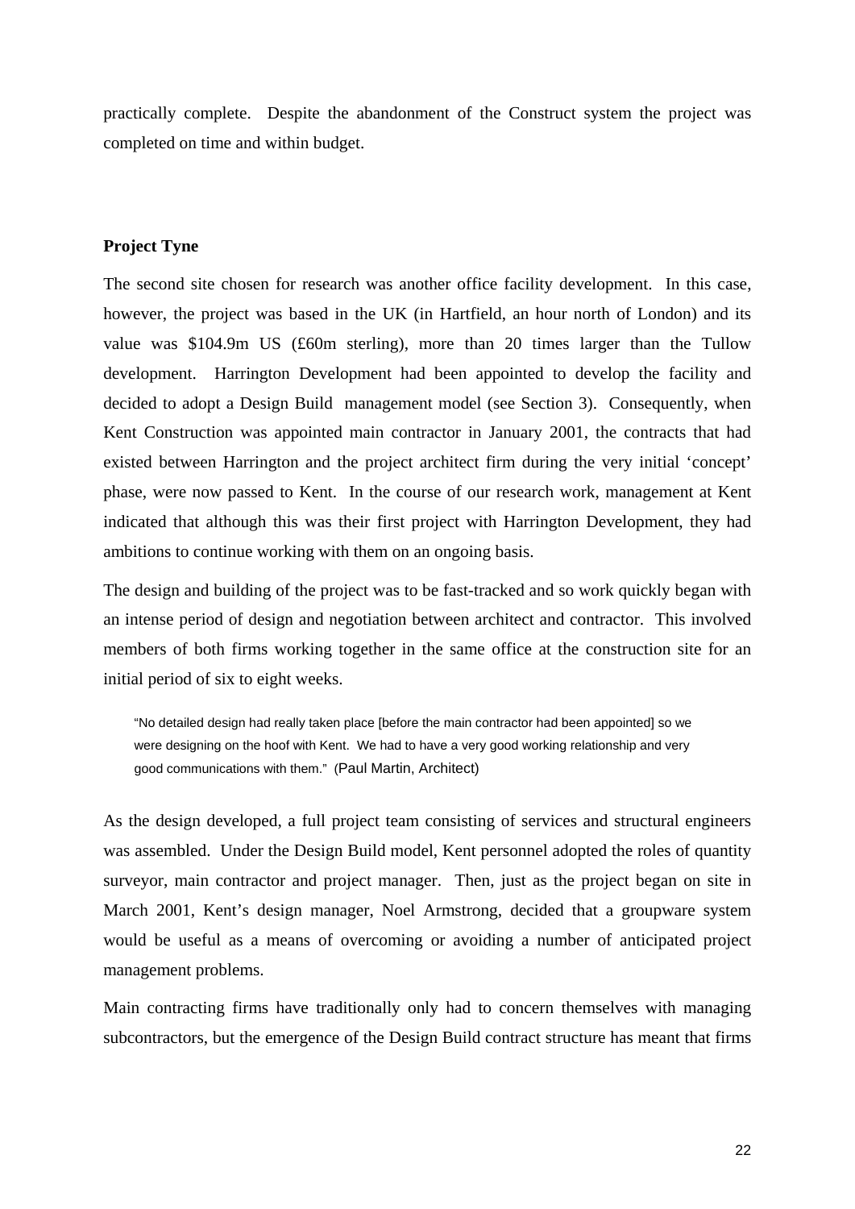practically complete. Despite the abandonment of the Construct system the project was completed on time and within budget.

**Project Tyne**

The second site chosen for research was another office facility development. In this case, however, the project was based in the UK (in Hartfield, an hour north of London) and its value was $104.9m US (£60m sterling), more than 20 times larger than the Tullow development. Harrington Development had been appointed to develop the facility and decided to adopt a Design Build management model (see Section 3). Consequently, when Kent Construction was appointed main contractor in January 2001, the contracts that had existed between Harrington and the project architect firm during the very initial 'concept' phase, were now passed to Kent. In the course of our research work, management at Kent indicated that although this was their first project with Harrington Development, they had ambitions to continue working with them on an ongoing basis.

The design and building of the project was to be fast-tracked and so work quickly began with an intense period of design and negotiation between architect and contractor. This involved members of both firms working together in the same office at the construction site for an initial period of six to eight weeks.

> "No detailed design had really taken place [before the main contractor had been appointed] so we were designing on the hoof with Kent. We had to have a very good working relationship and very good communications with them." (Paul Martin, Architect)

As the design developed, a full project team consisting of services and structural engineers was assembled. Under the Design Build model, Kent personnel adopted the roles of quantity surveyor, main contractor and project manager. Then, just as the project began on site in March 2001, Kent's design manager, Noel Armstrong, decided that a groupware system would be useful as a means of overcoming or avoiding a number of anticipated project management problems.

Main contracting firms have traditionally only had to concern themselves with managing subcontractors, but the emergence of the Design Build contract structure has meant that firms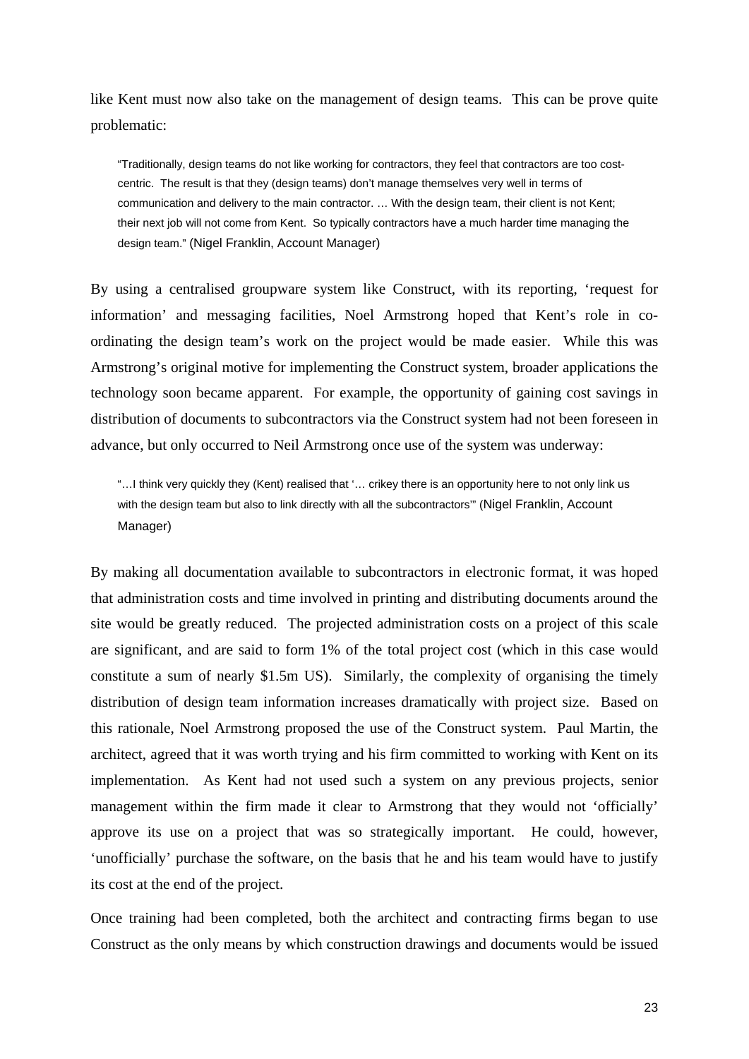like Kent must now also take on the management of design teams. This can be prove quite problematic:

> "Traditionally, design teams do not like working for contractors, they feel that contractors are too cost-centric. The result is that they (design teams) don't manage themselves very well in terms of communication and delivery to the main contractor. … With the design team, their client is not Kent; their next job will not come from Kent. So typically contractors have a much harder time managing the design team." (Nigel Franklin, Account Manager)

By using a centralised groupware system like Construct, with its reporting, 'request for information' and messaging facilities, Noel Armstrong hoped that Kent's role in co-ordinating the design team's work on the project would be made easier. While this was Armstrong's original motive for implementing the Construct system, broader applications the technology soon became apparent. For example, the opportunity of gaining cost savings in distribution of documents to subcontractors via the Construct system had not been foreseen in advance, but only occurred to Neil Armstrong once use of the system was underway:

> "…I think very quickly they (Kent) realised that '… crikey there is an opportunity here to not only link us with the design team but also to link directly with all the subcontractors'" (Nigel Franklin, Account Manager)

By making all documentation available to subcontractors in electronic format, it was hoped that administration costs and time involved in printing and distributing documents around the site would be greatly reduced. The projected administration costs on a project of this scale are significant, and are said to form 1% of the total project cost (which in this case would constitute a sum of nearly $1.5m US). Similarly, the complexity of organising the timely distribution of design team information increases dramatically with project size. Based on this rationale, Noel Armstrong proposed the use of the Construct system. Paul Martin, the architect, agreed that it was worth trying and his firm committed to working with Kent on its implementation. As Kent had not used such a system on any previous projects, senior management within the firm made it clear to Armstrong that they would not 'officially' approve its use on a project that was so strategically important. He could, however, 'unofficially' purchase the software, on the basis that he and his team would have to justify its cost at the end of the project.

Once training had been completed, both the architect and contracting firms began to use Construct as the only means by which construction drawings and documents would be issued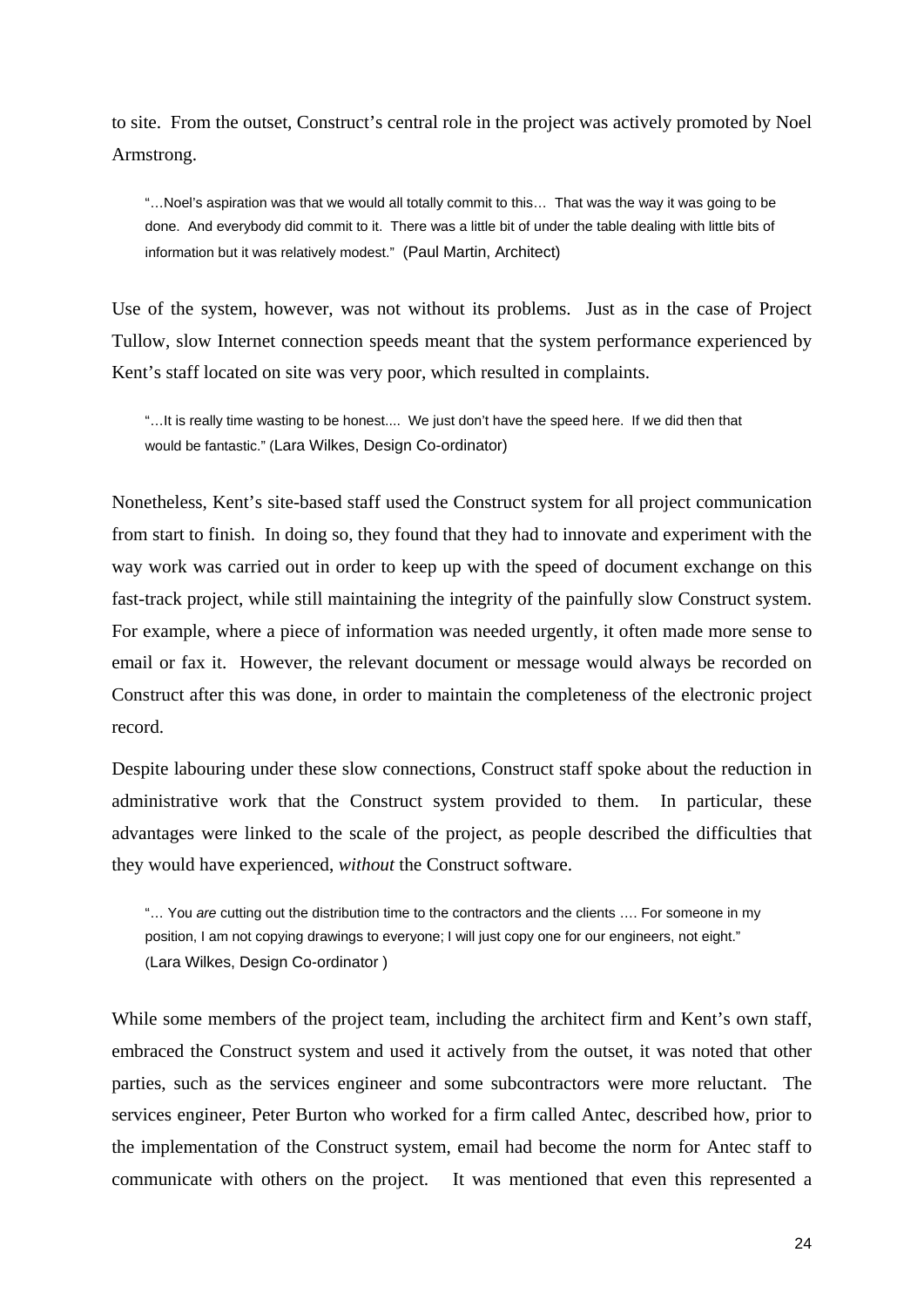to site. From the outset, Construct's central role in the project was actively promoted by Noel Armstrong.

> "…Noel's aspiration was that we would all totally commit to this… That was the way it was going to be done. And everybody did commit to it. There was a little bit of under the table dealing with little bits of information but it was relatively modest." (Paul Martin, Architect)

Use of the system, however, was not without its problems. Just as in the case of Project Tullow, slow Internet connection speeds meant that the system performance experienced by Kent's staff located on site was very poor, which resulted in complaints.

> "…It is really time wasting to be honest.... We just don't have the speed here. If we did then that would be fantastic." (Lara Wilkes, Design Co-ordinator)

Nonetheless, Kent's site-based staff used the Construct system for all project communication from start to finish. In doing so, they found that they had to innovate and experiment with the way work was carried out in order to keep up with the speed of document exchange on this fast-track project, while still maintaining the integrity of the painfully slow Construct system. For example, where a piece of information was needed urgently, it often made more sense to email or fax it. However, the relevant document or message would always be recorded on Construct after this was done, in order to maintain the completeness of the electronic project record.

Despite labouring under these slow connections, Construct staff spoke about the reduction in administrative work that the Construct system provided to them. In particular, these advantages were linked to the scale of the project, as people described the difficulties that they would have experienced, *without* the Construct software.

> "… You *are* cutting out the distribution time to the contractors and the clients …. For someone in my position, I am not copying drawings to everyone; I will just copy one for our engineers, not eight." (Lara Wilkes, Design Co-ordinator )

While some members of the project team, including the architect firm and Kent's own staff, embraced the Construct system and used it actively from the outset, it was noted that other parties, such as the services engineer and some subcontractors were more reluctant. The services engineer, Peter Burton who worked for a firm called Antec, described how, prior to the implementation of the Construct system, email had become the norm for Antec staff to communicate with others on the project. It was mentioned that even this represented a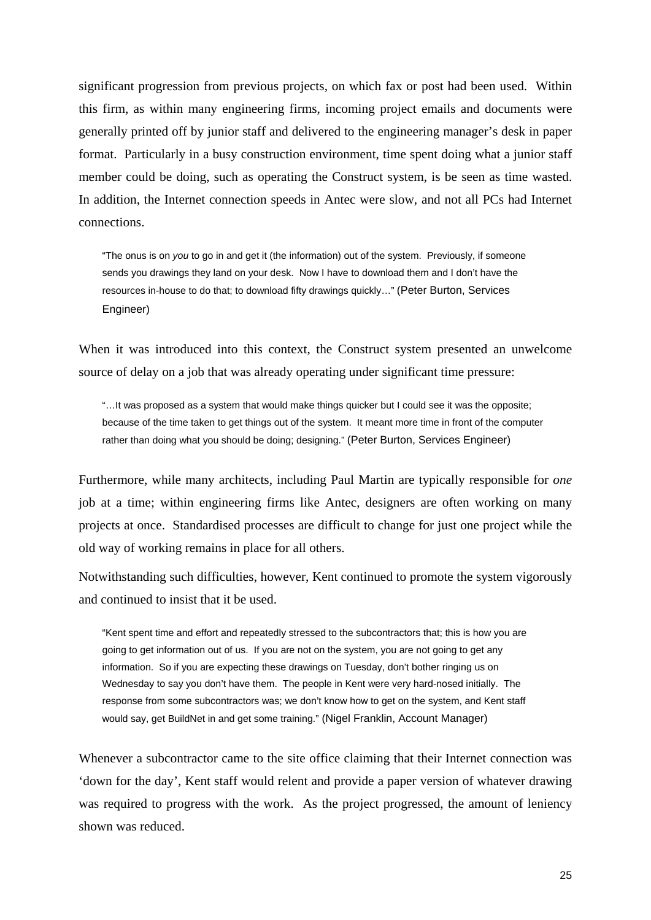significant progression from previous projects, on which fax or post had been used. Within this firm, as within many engineering firms, incoming project emails and documents were generally printed off by junior staff and delivered to the engineering manager's desk in paper format. Particularly in a busy construction environment, time spent doing what a junior staff member could be doing, such as operating the Construct system, is be seen as time wasted. In addition, the Internet connection speeds in Antec were slow, and not all PCs had Internet connections.

> "The onus is on *you* to go in and get it (the information) out of the system. Previously, if someone sends you drawings they land on your desk. Now I have to download them and I don't have the resources in-house to do that; to download fifty drawings quickly…" (Peter Burton, Services Engineer)

When it was introduced into this context, the Construct system presented an unwelcome source of delay on a job that was already operating under significant time pressure:

> "…It was proposed as a system that would make things quicker but I could see it was the opposite; because of the time taken to get things out of the system. It meant more time in front of the computer rather than doing what you should be doing; designing." (Peter Burton, Services Engineer)

Furthermore, while many architects, including Paul Martin are typically responsible for *one* job at a time; within engineering firms like Antec, designers are often working on many projects at once. Standardised processes are difficult to change for just one project while the old way of working remains in place for all others.

Notwithstanding such difficulties, however, Kent continued to promote the system vigorously and continued to insist that it be used.

> "Kent spent time and effort and repeatedly stressed to the subcontractors that; this is how you are going to get information out of us. If you are not on the system, you are not going to get any information. So if you are expecting these drawings on Tuesday, don't bother ringing us on Wednesday to say you don't have them. The people in Kent were very hard-nosed initially. The response from some subcontractors was; we don't know how to get on the system, and Kent staff would say, get BuildNet in and get some training." (Nigel Franklin, Account Manager)

Whenever a subcontractor came to the site office claiming that their Internet connection was 'down for the day', Kent staff would relent and provide a paper version of whatever drawing was required to progress with the work. As the project progressed, the amount of leniency shown was reduced.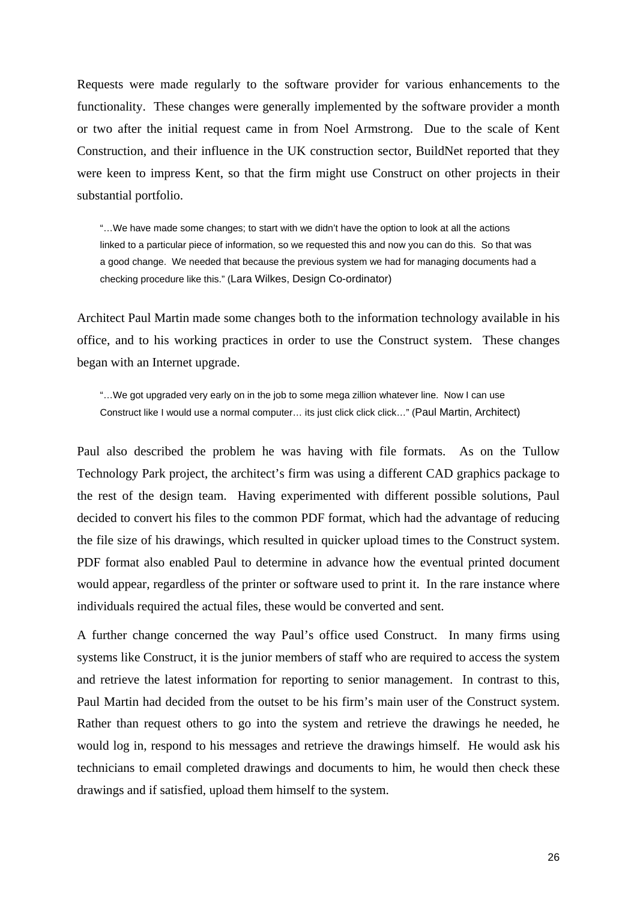Requests were made regularly to the software provider for various enhancements to the functionality. These changes were generally implemented by the software provider a month or two after the initial request came in from Noel Armstrong. Due to the scale of Kent Construction, and their influence in the UK construction sector, BuildNet reported that they were keen to impress Kent, so that the firm might use Construct on other projects in their substantial portfolio.

> "…We have made some changes; to start with we didn't have the option to look at all the actions linked to a particular piece of information, so we requested this and now you can do this. So that was a good change. We needed that because the previous system we had for managing documents had a checking procedure like this." (Lara Wilkes, Design Co-ordinator)

Architect Paul Martin made some changes both to the information technology available in his office, and to his working practices in order to use the Construct system. These changes began with an Internet upgrade.

> "…We got upgraded very early on in the job to some mega zillion whatever line. Now I can use Construct like I would use a normal computer… its just click click click…" (Paul Martin, Architect)

Paul also described the problem he was having with file formats. As on the Tullow Technology Park project, the architect's firm was using a different CAD graphics package to the rest of the design team. Having experimented with different possible solutions, Paul decided to convert his files to the common PDF format, which had the advantage of reducing the file size of his drawings, which resulted in quicker upload times to the Construct system. PDF format also enabled Paul to determine in advance how the eventual printed document would appear, regardless of the printer or software used to print it. In the rare instance where individuals required the actual files, these would be converted and sent.

A further change concerned the way Paul's office used Construct. In many firms using systems like Construct, it is the junior members of staff who are required to access the system and retrieve the latest information for reporting to senior management. In contrast to this, Paul Martin had decided from the outset to be his firm's main user of the Construct system. Rather than request others to go into the system and retrieve the drawings he needed, he would log in, respond to his messages and retrieve the drawings himself. He would ask his technicians to email completed drawings and documents to him, he would then check these drawings and if satisfied, upload them himself to the system.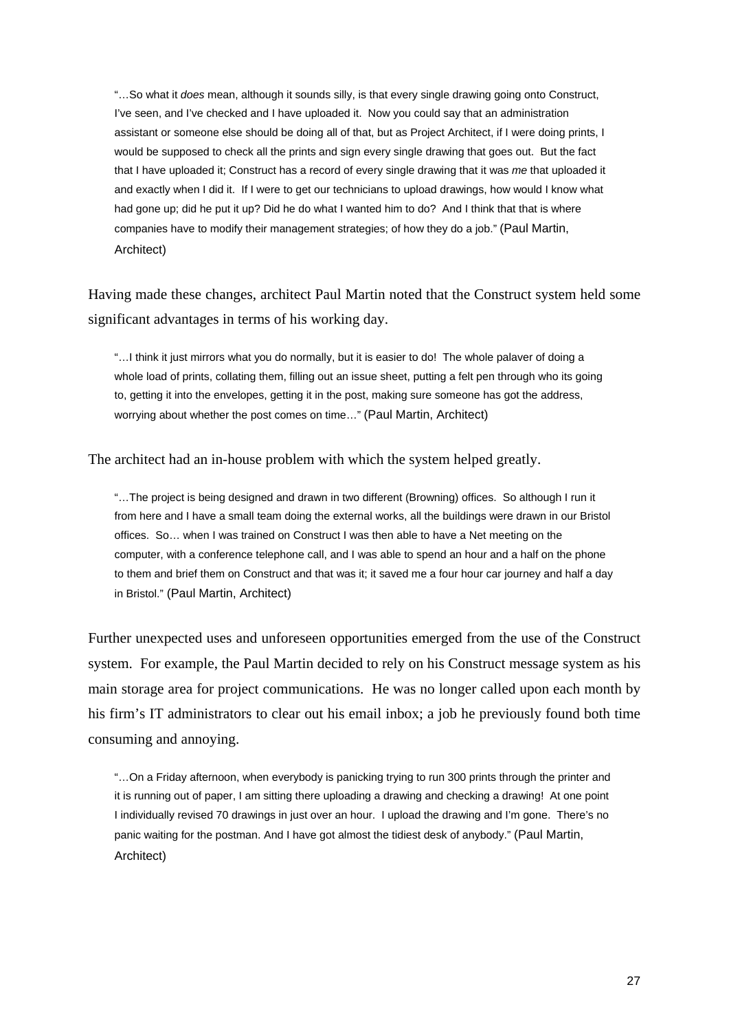> "…So what it *does* mean, although it sounds silly, is that every single drawing going onto Construct, I've seen, and I've checked and I have uploaded it. Now you could say that an administration assistant or someone else should be doing all of that, but as Project Architect, if I were doing prints, I would be supposed to check all the prints and sign every single drawing that goes out. But the fact that I have uploaded it; Construct has a record of every single drawing that it was *me* that uploaded it and exactly when I did it. If I were to get our technicians to upload drawings, how would I know what had gone up; did he put it up? Did he do what I wanted him to do? And I think that that is where companies have to modify their management strategies; of how they do a job." (Paul Martin, Architect)

Having made these changes, architect Paul Martin noted that the Construct system held some significant advantages in terms of his working day.

> "…I think it just mirrors what you do normally, but it is easier to do! The whole palaver of doing a whole load of prints, collating them, filling out an issue sheet, putting a felt pen through who its going to, getting it into the envelopes, getting it in the post, making sure someone has got the address, worrying about whether the post comes on time…" (Paul Martin, Architect)

The architect had an in-house problem with which the system helped greatly.

> "…The project is being designed and drawn in two different (Browning) offices. So although I run it from here and I have a small team doing the external works, all the buildings were drawn in our Bristol offices. So… when I was trained on Construct I was then able to have a Net meeting on the computer, with a conference telephone call, and I was able to spend an hour and a half on the phone to them and brief them on Construct and that was it; it saved me a four hour car journey and half a day in Bristol." (Paul Martin, Architect)

Further unexpected uses and unforeseen opportunities emerged from the use of the Construct system. For example, the Paul Martin decided to rely on his Construct message system as his main storage area for project communications. He was no longer called upon each month by his firm's IT administrators to clear out his email inbox; a job he previously found both time consuming and annoying.

> "…On a Friday afternoon, when everybody is panicking trying to run 300 prints through the printer and it is running out of paper, I am sitting there uploading a drawing and checking a drawing! At one point I individually revised 70 drawings in just over an hour. I upload the drawing and I'm gone. There's no panic waiting for the postman. And I have got almost the tidiest desk of anybody." (Paul Martin, Architect)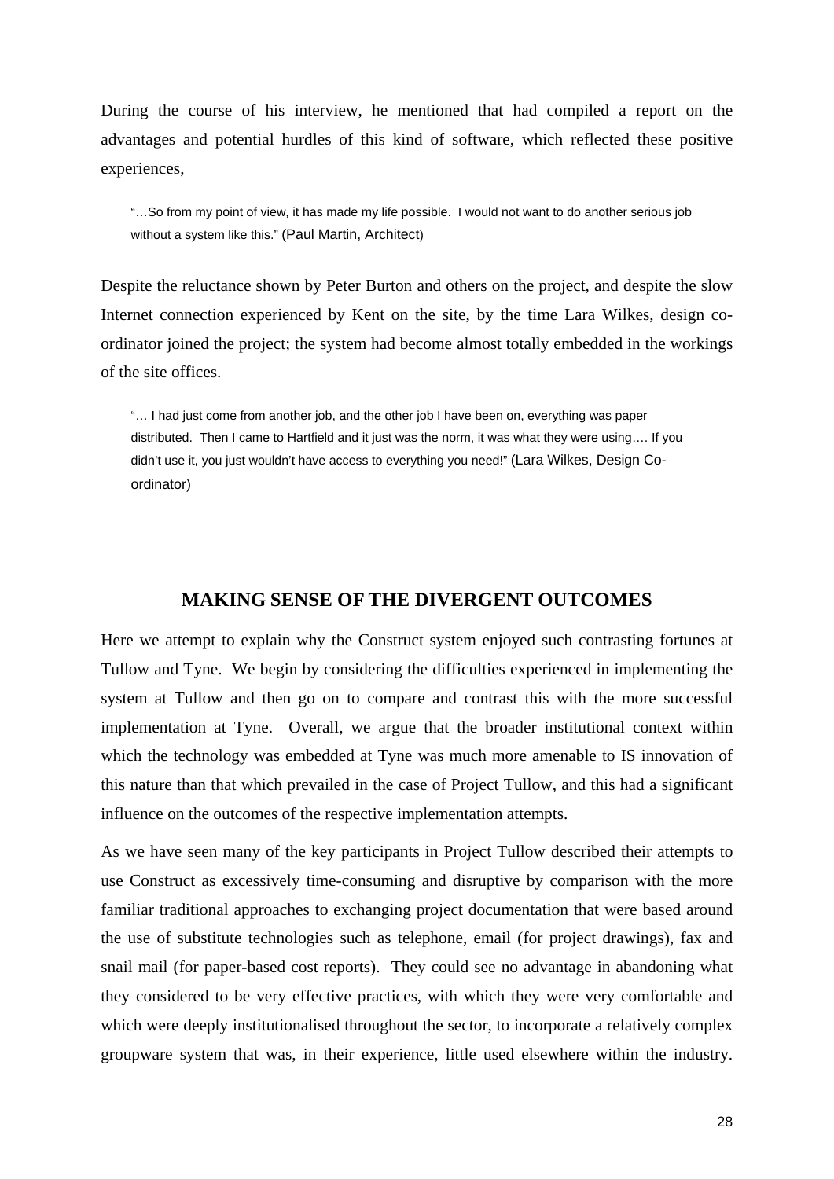During the course of his interview, he mentioned that had compiled a report on the advantages and potential hurdles of this kind of software, which reflected these positive experiences,

> "…So from my point of view, it has made my life possible. I would not want to do another serious job without a system like this." (Paul Martin, Architect)

Despite the reluctance shown by Peter Burton and others on the project, and despite the slow Internet connection experienced by Kent on the site, by the time Lara Wilkes, design co-ordinator joined the project; the system had become almost totally embedded in the workings of the site offices.

> "… I had just come from another job, and the other job I have been on, everything was paper distributed. Then I came to Hartfield and it just was the norm, it was what they were using…. If you didn't use it, you just wouldn't have access to everything you need!" (Lara Wilkes, Design Co-ordinator)

## MAKING SENSE OF THE DIVERGENT OUTCOMES

Here we attempt to explain why the Construct system enjoyed such contrasting fortunes at Tullow and Tyne. We begin by considering the difficulties experienced in implementing the system at Tullow and then go on to compare and contrast this with the more successful implementation at Tyne. Overall, we argue that the broader institutional context within which the technology was embedded at Tyne was much more amenable to IS innovation of this nature than that which prevailed in the case of Project Tullow, and this had a significant influence on the outcomes of the respective implementation attempts.

As we have seen many of the key participants in Project Tullow described their attempts to use Construct as excessively time-consuming and disruptive by comparison with the more familiar traditional approaches to exchanging project documentation that were based around the use of substitute technologies such as telephone, email (for project drawings), fax and snail mail (for paper-based cost reports). They could see no advantage in abandoning what they considered to be very effective practices, with which they were very comfortable and which were deeply institutionalised throughout the sector, to incorporate a relatively complex groupware system that was, in their experience, little used elsewhere within the industry.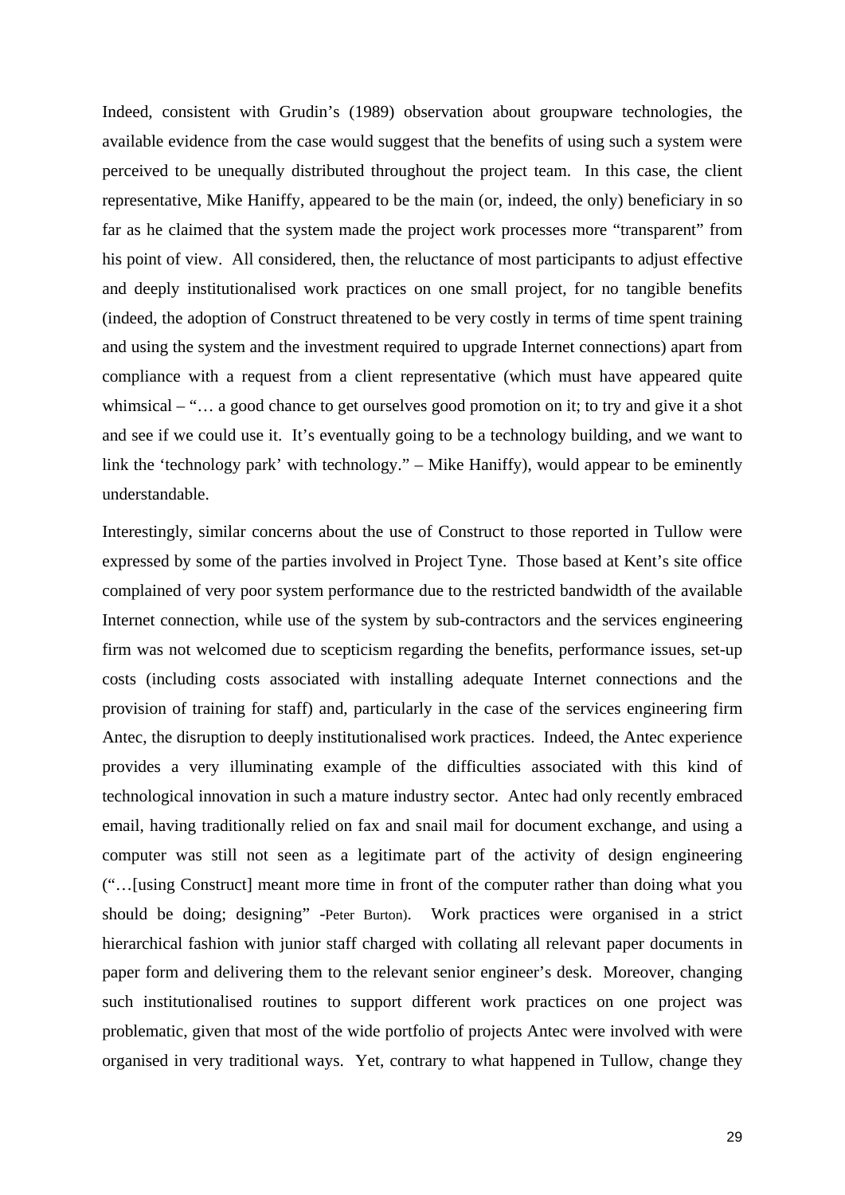Indeed, consistent with Grudin's (1989) observation about groupware technologies, the available evidence from the case would suggest that the benefits of using such a system were perceived to be unequally distributed throughout the project team. In this case, the client representative, Mike Haniffy, appeared to be the main (or, indeed, the only) beneficiary in so far as he claimed that the system made the project work processes more "transparent" from his point of view. All considered, then, the reluctance of most participants to adjust effective and deeply institutionalised work practices on one small project, for no tangible benefits (indeed, the adoption of Construct threatened to be very costly in terms of time spent training and using the system and the investment required to upgrade Internet connections) apart from compliance with a request from a client representative (which must have appeared quite whimsical – "… a good chance to get ourselves good promotion on it; to try and give it a shot and see if we could use it. It's eventually going to be a technology building, and we want to link the 'technology park' with technology." – Mike Haniffy), would appear to be eminently understandable.

Interestingly, similar concerns about the use of Construct to those reported in Tullow were expressed by some of the parties involved in Project Tyne. Those based at Kent's site office complained of very poor system performance due to the restricted bandwidth of the available Internet connection, while use of the system by sub-contractors and the services engineering firm was not welcomed due to scepticism regarding the benefits, performance issues, set-up costs (including costs associated with installing adequate Internet connections and the provision of training for staff) and, particularly in the case of the services engineering firm Antec, the disruption to deeply institutionalised work practices. Indeed, the Antec experience provides a very illuminating example of the difficulties associated with this kind of technological innovation in such a mature industry sector. Antec had only recently embraced email, having traditionally relied on fax and snail mail for document exchange, and using a computer was still not seen as a legitimate part of the activity of design engineering ("…[using Construct] meant more time in front of the computer rather than doing what you should be doing; designing" -Peter Burton). Work practices were organised in a strict hierarchical fashion with junior staff charged with collating all relevant paper documents in paper form and delivering them to the relevant senior engineer's desk. Moreover, changing such institutionalised routines to support different work practices on one project was problematic, given that most of the wide portfolio of projects Antec were involved with were organised in very traditional ways. Yet, contrary to what happened in Tullow, change they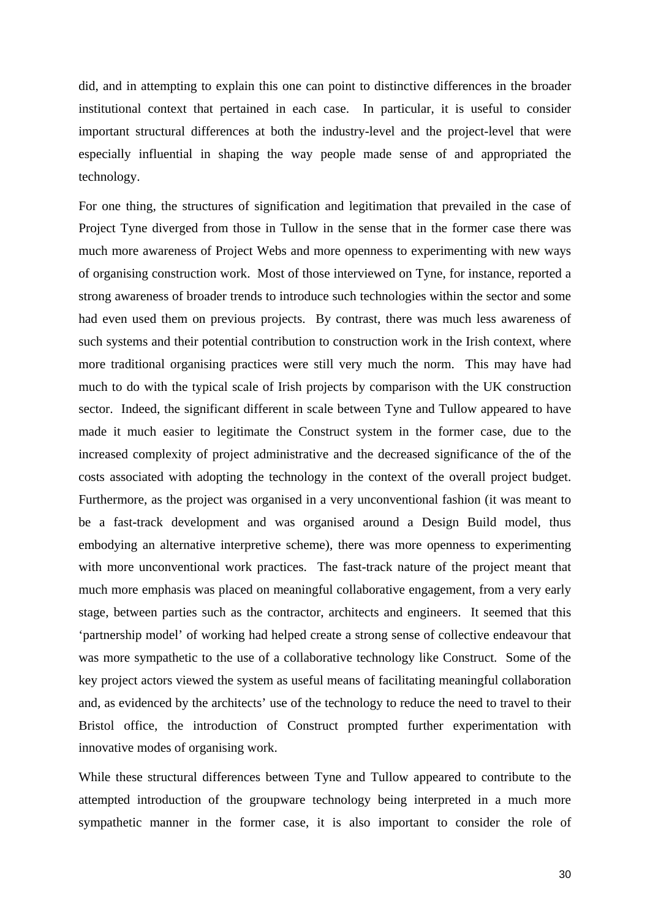did, and in attempting to explain this one can point to distinctive differences in the broader institutional context that pertained in each case. In particular, it is useful to consider important structural differences at both the industry-level and the project-level that were especially influential in shaping the way people made sense of and appropriated the technology.

For one thing, the structures of signification and legitimation that prevailed in the case of Project Tyne diverged from those in Tullow in the sense that in the former case there was much more awareness of Project Webs and more openness to experimenting with new ways of organising construction work. Most of those interviewed on Tyne, for instance, reported a strong awareness of broader trends to introduce such technologies within the sector and some had even used them on previous projects. By contrast, there was much less awareness of such systems and their potential contribution to construction work in the Irish context, where more traditional organising practices were still very much the norm. This may have had much to do with the typical scale of Irish projects by comparison with the UK construction sector. Indeed, the significant different in scale between Tyne and Tullow appeared to have made it much easier to legitimate the Construct system in the former case, due to the increased complexity of project administrative and the decreased significance of the of the costs associated with adopting the technology in the context of the overall project budget. Furthermore, as the project was organised in a very unconventional fashion (it was meant to be a fast-track development and was organised around a Design Build model, thus embodying an alternative interpretive scheme), there was more openness to experimenting with more unconventional work practices. The fast-track nature of the project meant that much more emphasis was placed on meaningful collaborative engagement, from a very early stage, between parties such as the contractor, architects and engineers. It seemed that this 'partnership model' of working had helped create a strong sense of collective endeavour that was more sympathetic to the use of a collaborative technology like Construct. Some of the key project actors viewed the system as useful means of facilitating meaningful collaboration and, as evidenced by the architects' use of the technology to reduce the need to travel to their Bristol office, the introduction of Construct prompted further experimentation with innovative modes of organising work.

While these structural differences between Tyne and Tullow appeared to contribute to the attempted introduction of the groupware technology being interpreted in a much more sympathetic manner in the former case, it is also important to consider the role of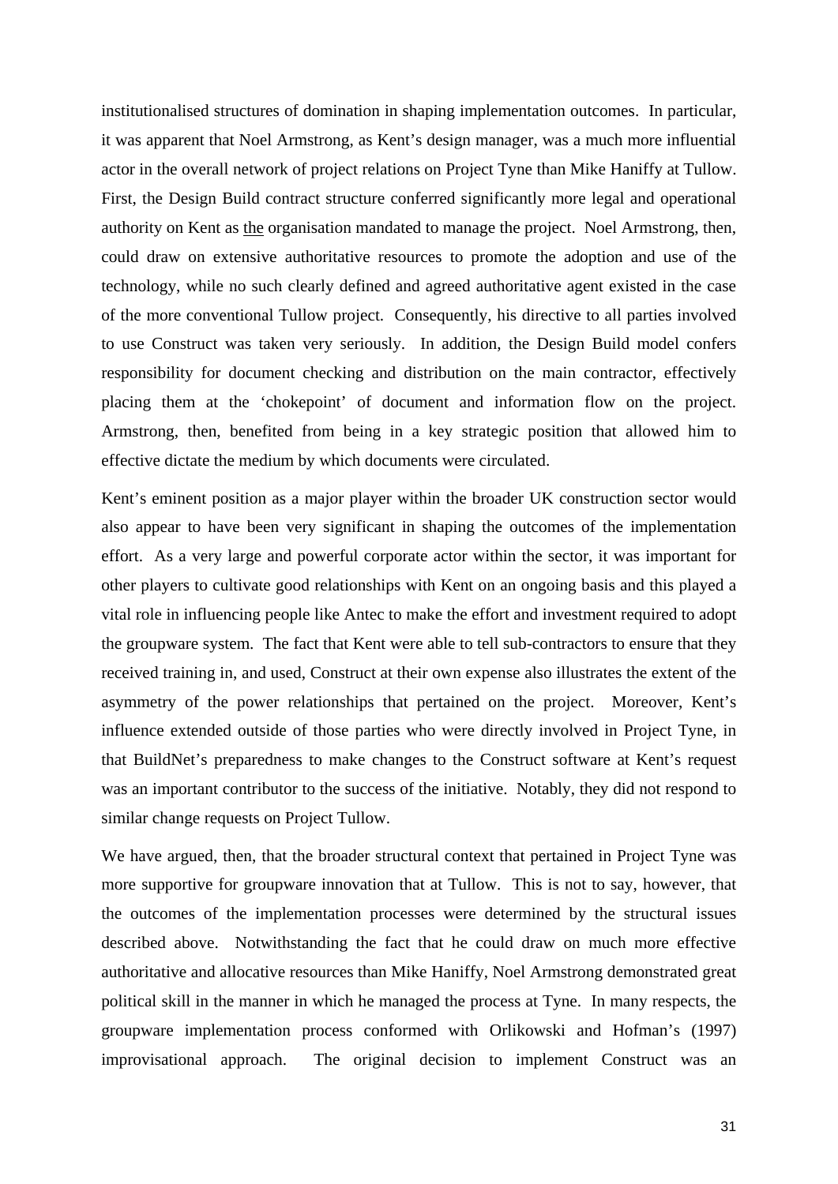institutionalised structures of domination in shaping implementation outcomes. In particular, it was apparent that Noel Armstrong, as Kent's design manager, was a much more influential actor in the overall network of project relations on Project Tyne than Mike Haniffy at Tullow. First, the Design Build contract structure conferred significantly more legal and operational authority on Kent as the organisation mandated to manage the project. Noel Armstrong, then, could draw on extensive authoritative resources to promote the adoption and use of the technology, while no such clearly defined and agreed authoritative agent existed in the case of the more conventional Tullow project. Consequently, his directive to all parties involved to use Construct was taken very seriously. In addition, the Design Build model confers responsibility for document checking and distribution on the main contractor, effectively placing them at the 'chokepoint' of document and information flow on the project. Armstrong, then, benefited from being in a key strategic position that allowed him to effective dictate the medium by which documents were circulated.

Kent's eminent position as a major player within the broader UK construction sector would also appear to have been very significant in shaping the outcomes of the implementation effort. As a very large and powerful corporate actor within the sector, it was important for other players to cultivate good relationships with Kent on an ongoing basis and this played a vital role in influencing people like Antec to make the effort and investment required to adopt the groupware system. The fact that Kent were able to tell sub-contractors to ensure that they received training in, and used, Construct at their own expense also illustrates the extent of the asymmetry of the power relationships that pertained on the project. Moreover, Kent's influence extended outside of those parties who were directly involved in Project Tyne, in that BuildNet's preparedness to make changes to the Construct software at Kent's request was an important contributor to the success of the initiative. Notably, they did not respond to similar change requests on Project Tullow.

We have argued, then, that the broader structural context that pertained in Project Tyne was more supportive for groupware innovation that at Tullow. This is not to say, however, that the outcomes of the implementation processes were determined by the structural issues described above. Notwithstanding the fact that he could draw on much more effective authoritative and allocative resources than Mike Haniffy, Noel Armstrong demonstrated great political skill in the manner in which he managed the process at Tyne. In many respects, the groupware implementation process conformed with Orlikowski and Hofman's (1997) improvisational approach. The original decision to implement Construct was an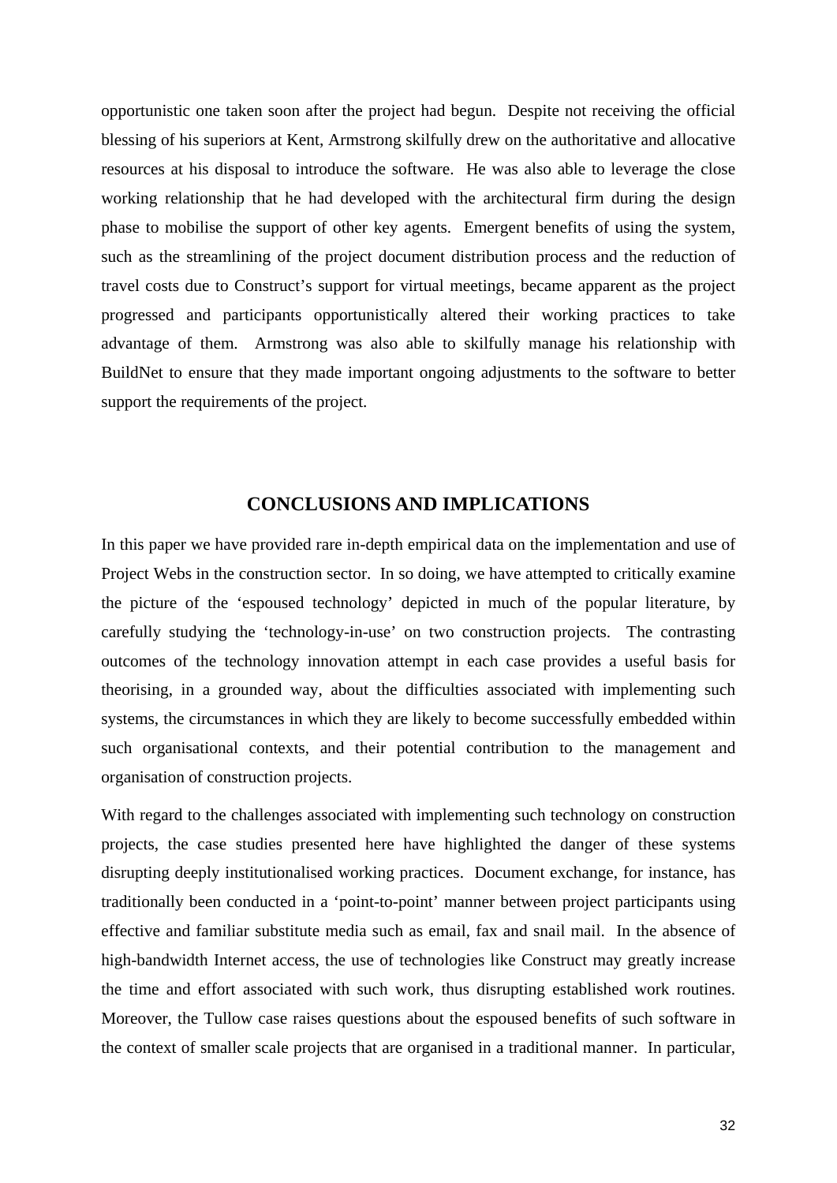opportunistic one taken soon after the project had begun. Despite not receiving the official blessing of his superiors at Kent, Armstrong skilfully drew on the authoritative and allocative resources at his disposal to introduce the software. He was also able to leverage the close working relationship that he had developed with the architectural firm during the design phase to mobilise the support of other key agents. Emergent benefits of using the system, such as the streamlining of the project document distribution process and the reduction of travel costs due to Construct's support for virtual meetings, became apparent as the project progressed and participants opportunistically altered their working practices to take advantage of them. Armstrong was also able to skilfully manage his relationship with BuildNet to ensure that they made important ongoing adjustments to the software to better support the requirements of the project.

## CONCLUSIONS AND IMPLICATIONS

In this paper we have provided rare in-depth empirical data on the implementation and use of Project Webs in the construction sector. In so doing, we have attempted to critically examine the picture of the 'espoused technology' depicted in much of the popular literature, by carefully studying the 'technology-in-use' on two construction projects. The contrasting outcomes of the technology innovation attempt in each case provides a useful basis for theorising, in a grounded way, about the difficulties associated with implementing such systems, the circumstances in which they are likely to become successfully embedded within such organisational contexts, and their potential contribution to the management and organisation of construction projects.

With regard to the challenges associated with implementing such technology on construction projects, the case studies presented here have highlighted the danger of these systems disrupting deeply institutionalised working practices. Document exchange, for instance, has traditionally been conducted in a 'point-to-point' manner between project participants using effective and familiar substitute media such as email, fax and snail mail. In the absence of high-bandwidth Internet access, the use of technologies like Construct may greatly increase the time and effort associated with such work, thus disrupting established work routines. Moreover, the Tullow case raises questions about the espoused benefits of such software in the context of smaller scale projects that are organised in a traditional manner. In particular,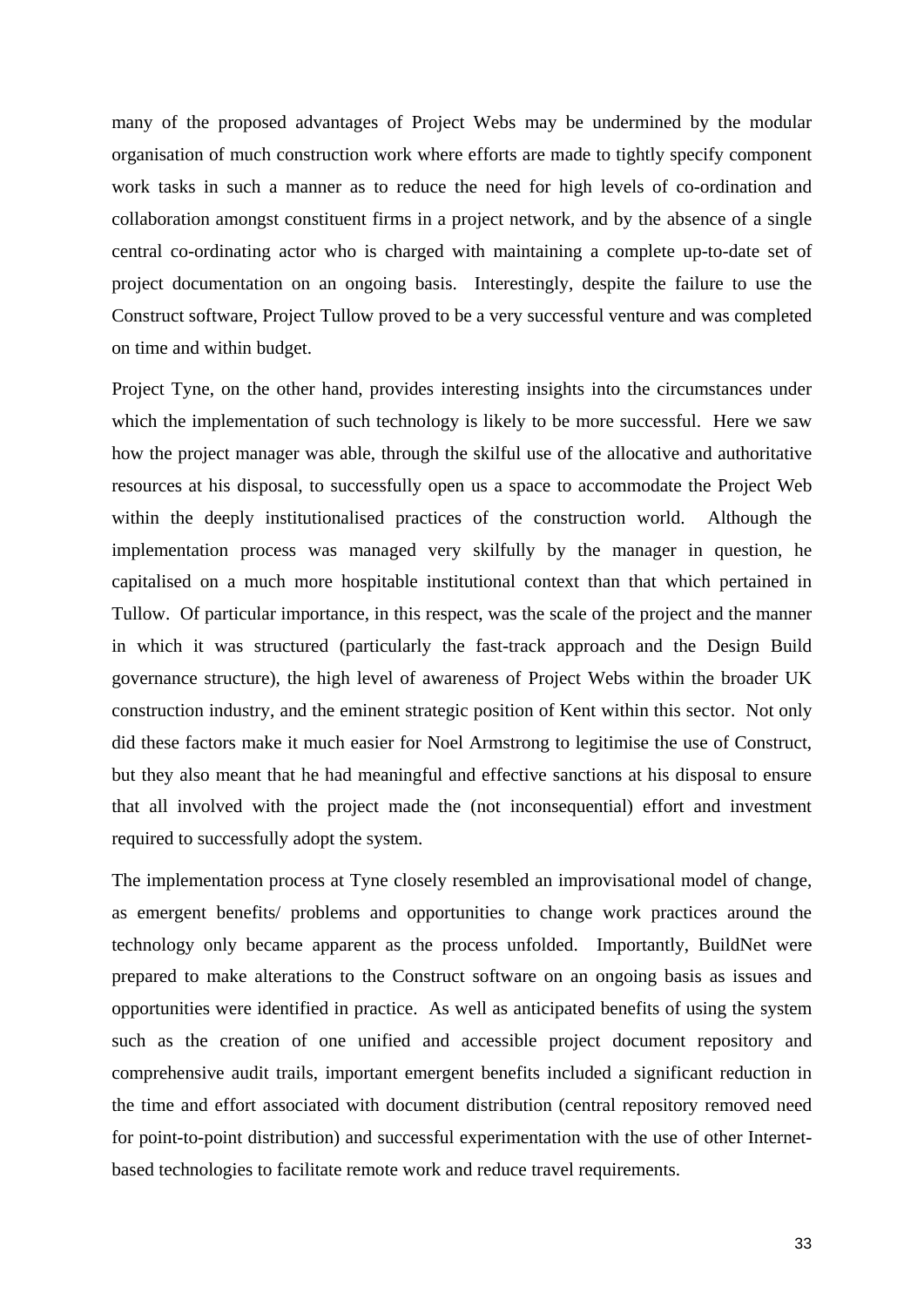many of the proposed advantages of Project Webs may be undermined by the modular organisation of much construction work where efforts are made to tightly specify component work tasks in such a manner as to reduce the need for high levels of co-ordination and collaboration amongst constituent firms in a project network, and by the absence of a single central co-ordinating actor who is charged with maintaining a complete up-to-date set of project documentation on an ongoing basis. Interestingly, despite the failure to use the Construct software, Project Tullow proved to be a very successful venture and was completed on time and within budget.

Project Tyne, on the other hand, provides interesting insights into the circumstances under which the implementation of such technology is likely to be more successful. Here we saw how the project manager was able, through the skilful use of the allocative and authoritative resources at his disposal, to successfully open us a space to accommodate the Project Web within the deeply institutionalised practices of the construction world. Although the implementation process was managed very skilfully by the manager in question, he capitalised on a much more hospitable institutional context than that which pertained in Tullow. Of particular importance, in this respect, was the scale of the project and the manner in which it was structured (particularly the fast-track approach and the Design Build governance structure), the high level of awareness of Project Webs within the broader UK construction industry, and the eminent strategic position of Kent within this sector. Not only did these factors make it much easier for Noel Armstrong to legitimise the use of Construct, but they also meant that he had meaningful and effective sanctions at his disposal to ensure that all involved with the project made the (not inconsequential) effort and investment required to successfully adopt the system.

The implementation process at Tyne closely resembled an improvisational model of change, as emergent benefits/ problems and opportunities to change work practices around the technology only became apparent as the process unfolded. Importantly, BuildNet were prepared to make alterations to the Construct software on an ongoing basis as issues and opportunities were identified in practice. As well as anticipated benefits of using the system such as the creation of one unified and accessible project document repository and comprehensive audit trails, important emergent benefits included a significant reduction in the time and effort associated with document distribution (central repository removed need for point-to-point distribution) and successful experimentation with the use of other Internet-based technologies to facilitate remote work and reduce travel requirements.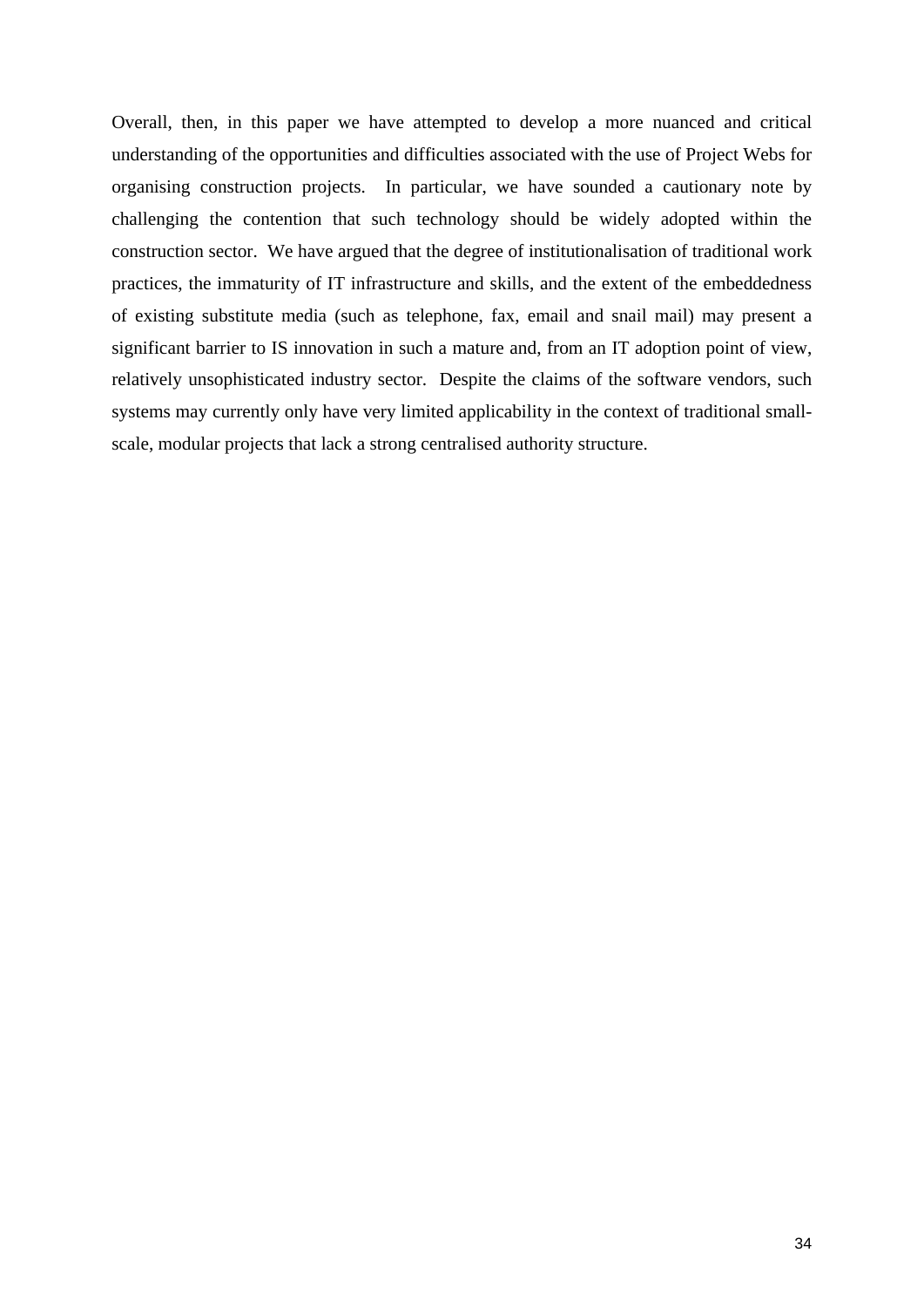Overall, then, in this paper we have attempted to develop a more nuanced and critical understanding of the opportunities and difficulties associated with the use of Project Webs for organising construction projects. In particular, we have sounded a cautionary note by challenging the contention that such technology should be widely adopted within the construction sector. We have argued that the degree of institutionalisation of traditional work practices, the immaturity of IT infrastructure and skills, and the extent of the embeddedness of existing substitute media (such as telephone, fax, email and snail mail) may present a significant barrier to IS innovation in such a mature and, from an IT adoption point of view, relatively unsophisticated industry sector. Despite the claims of the software vendors, such systems may currently only have very limited applicability in the context of traditional small-scale, modular projects that lack a strong centralised authority structure.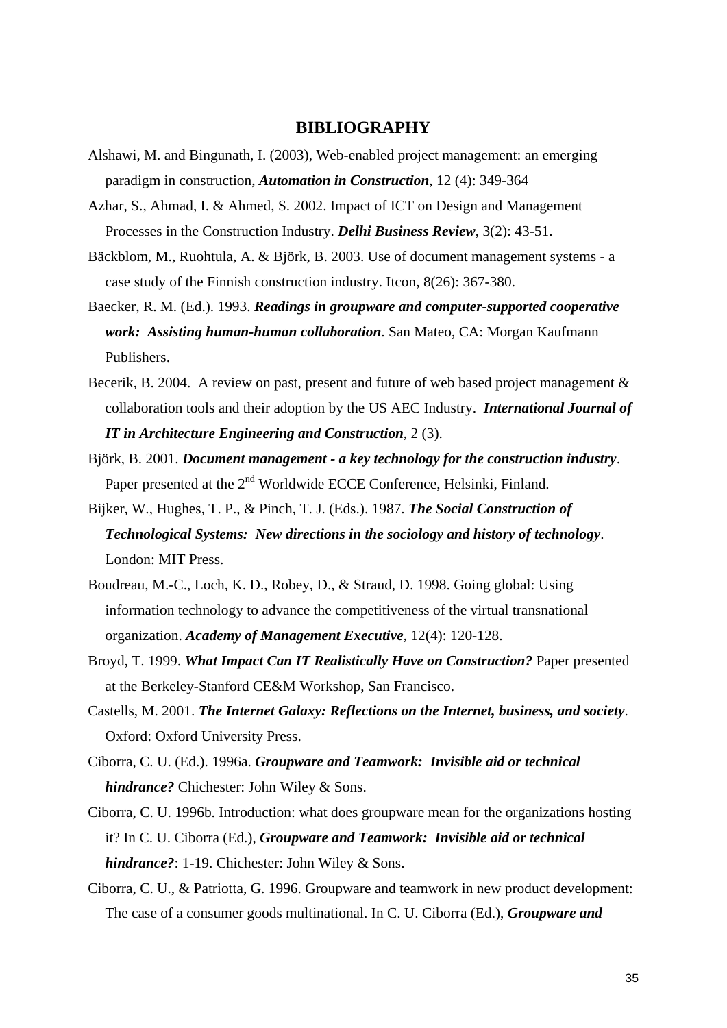# BIBLIOGRAPHY

Alshawi, M. and Bingunath, I. (2003), Web-enabled project management: an emerging paradigm in construction, ***Automation in Construction***, 12 (4): 349-364

Azhar, S., Ahmad, I. & Ahmed, S. 2002. Impact of ICT on Design and Management Processes in the Construction Industry. ***Delhi Business Review***, 3(2): 43-51.

Bäckblom, M., Ruohtula, A. & Björk, B. 2003. Use of document management systems - a case study of the Finnish construction industry. Itcon, 8(26): 367-380.

Baecker, R. M. (Ed.). 1993. ***Readings in groupware and computer-supported cooperative work: Assisting human-human collaboration***. San Mateo, CA: Morgan Kaufmann Publishers.

Becerik, B. 2004. A review on past, present and future of web based project management & collaboration tools and their adoption by the US AEC Industry. ***International Journal of IT in Architecture Engineering and Construction***, 2 (3).

Björk, B. 2001. ***Document management - a key technology for the construction industry***. Paper presented at the 2nd Worldwide ECCE Conference, Helsinki, Finland.

Bijker, W., Hughes, T. P., & Pinch, T. J. (Eds.). 1987. ***The Social Construction of Technological Systems: New directions in the sociology and history of technology***. London: MIT Press.

Boudreau, M.-C., Loch, K. D., Robey, D., & Straud, D. 1998. Going global: Using information technology to advance the competitiveness of the virtual transnational organization. ***Academy of Management Executive***, 12(4): 120-128.

Broyd, T. 1999. ***What Impact Can IT Realistically Have on Construction?*** Paper presented at the Berkeley-Stanford CE&M Workshop, San Francisco.

Castells, M. 2001. ***The Internet Galaxy: Reflections on the Internet, business, and society***. Oxford: Oxford University Press.

Ciborra, C. U. (Ed.). 1996a. ***Groupware and Teamwork: Invisible aid or technical hindrance?*** Chichester: John Wiley & Sons.

Ciborra, C. U. 1996b. Introduction: what does groupware mean for the organizations hosting it? In C. U. Ciborra (Ed.), ***Groupware and Teamwork: Invisible aid or technical hindrance?***: 1-19. Chichester: John Wiley & Sons.

Ciborra, C. U., & Patriotta, G. 1996. Groupware and teamwork in new product development: The case of a consumer goods multinational. In C. U. Ciborra (Ed.), ***Groupware and***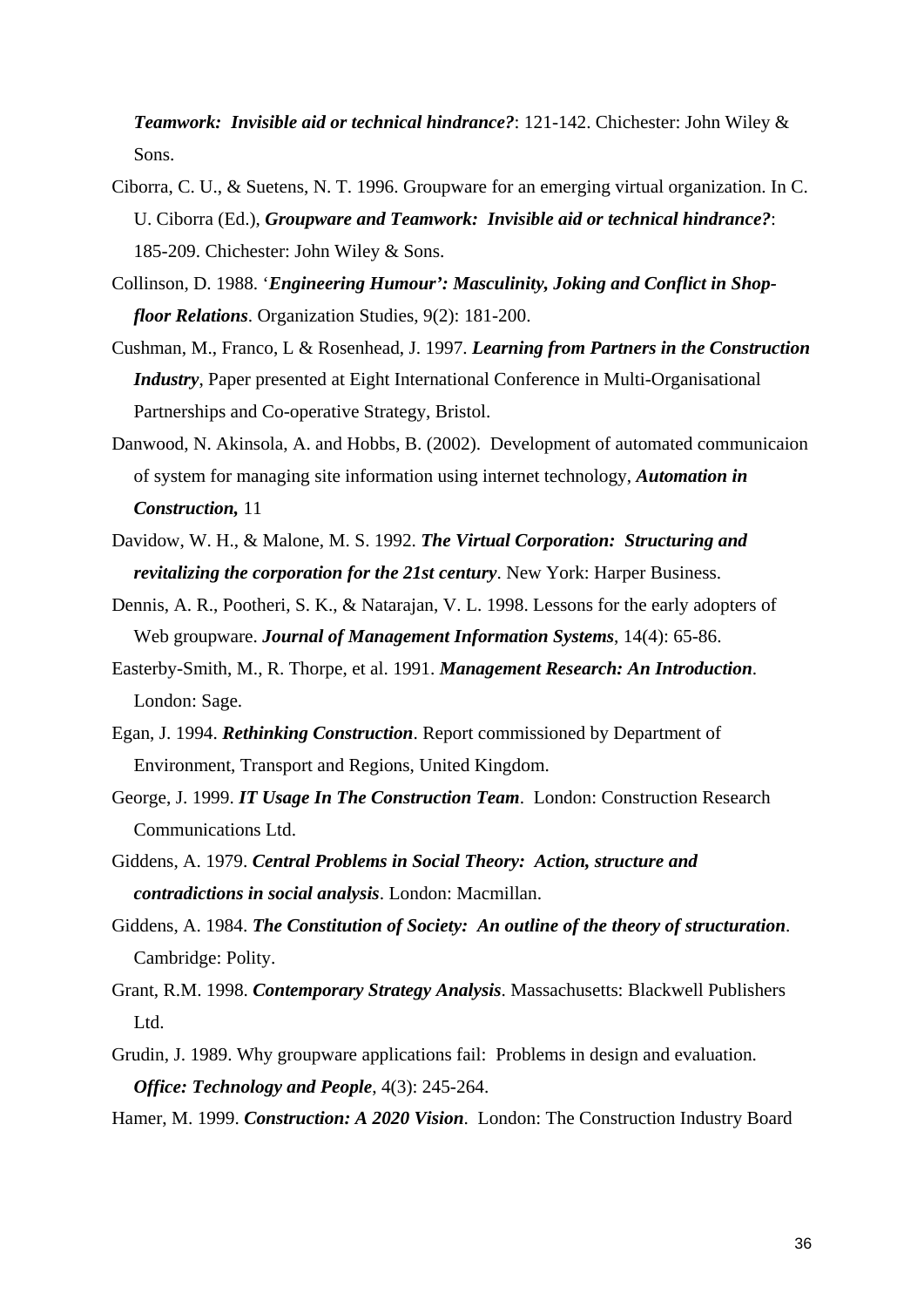***Teamwork: Invisible aid or technical hindrance?***: 121-142. Chichester: John Wiley & Sons.

Ciborra, C. U., & Suetens, N. T. 1996. Groupware for an emerging virtual organization. In C. U. Ciborra (Ed.), ***Groupware and Teamwork: Invisible aid or technical hindrance?***: 185-209. Chichester: John Wiley & Sons.

Collinson, D. 1988. '***Engineering Humour': Masculinity, Joking and Conflict in Shop-floor Relations***. Organization Studies, 9(2): 181-200.

Cushman, M., Franco, L & Rosenhead, J. 1997. ***Learning from Partners in the Construction Industry***, Paper presented at Eight International Conference in Multi-Organisational Partnerships and Co-operative Strategy, Bristol.

Danwood, N. Akinsola, A. and Hobbs, B. (2002). Development of automated communicaion of system for managing site information using internet technology, ***Automation in Construction,*** 11

Davidow, W. H., & Malone, M. S. 1992. ***The Virtual Corporation: Structuring and revitalizing the corporation for the 21st century***. New York: Harper Business.

Dennis, A. R., Pootheri, S. K., & Natarajan, V. L. 1998. Lessons for the early adopters of Web groupware. ***Journal of Management Information Systems***, 14(4): 65-86.

Easterby-Smith, M., R. Thorpe, et al. 1991. ***Management Research: An Introduction***. London: Sage.

Egan, J. 1994. ***Rethinking Construction***. Report commissioned by Department of Environment, Transport and Regions, United Kingdom.

George, J. 1999. ***IT Usage In The Construction Team***. London: Construction Research Communications Ltd.

Giddens, A. 1979. ***Central Problems in Social Theory: Action, structure and contradictions in social analysis***. London: Macmillan.

Giddens, A. 1984. ***The Constitution of Society: An outline of the theory of structuration***. Cambridge: Polity.

Grant, R.M. 1998. ***Contemporary Strategy Analysis***. Massachusetts: Blackwell Publishers Ltd.

Grudin, J. 1989. Why groupware applications fail: Problems in design and evaluation. ***Office: Technology and People***, 4(3): 245-264.

Hamer, M. 1999. ***Construction: A 2020 Vision***. London: The Construction Industry Board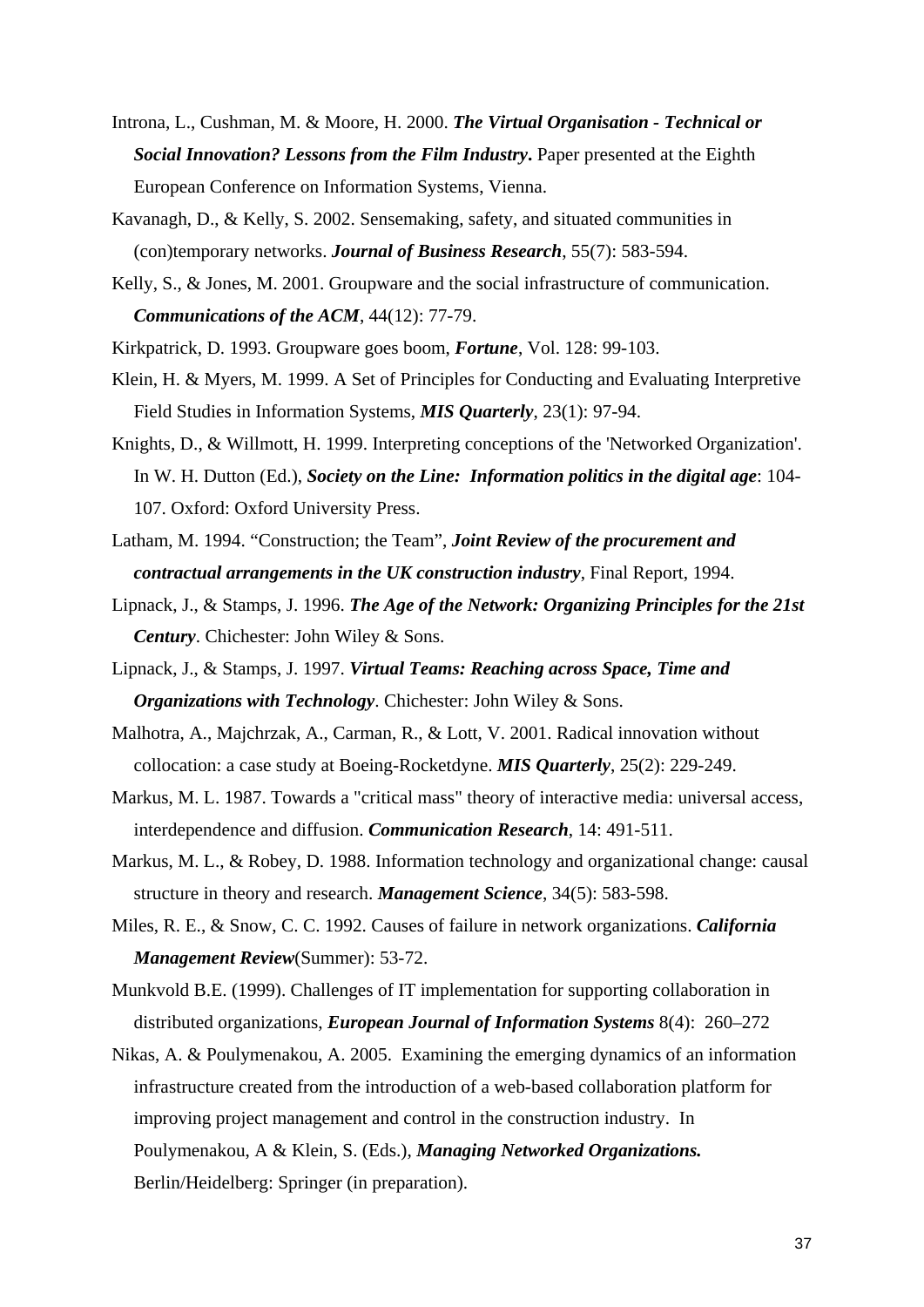Introna, L., Cushman, M. & Moore, H. 2000. ***The Virtual Organisation - Technical or Social Innovation? Lessons from the Film Industry.*** Paper presented at the Eighth European Conference on Information Systems, Vienna.

Kavanagh, D., & Kelly, S. 2002. Sensemaking, safety, and situated communities in (con)temporary networks. ***Journal of Business Research***, 55(7): 583-594.

Kelly, S., & Jones, M. 2001. Groupware and the social infrastructure of communication. ***Communications of the ACM***, 44(12): 77-79.

Kirkpatrick, D. 1993. Groupware goes boom, ***Fortune***, Vol. 128: 99-103.

Klein, H. & Myers, M. 1999. A Set of Principles for Conducting and Evaluating Interpretive Field Studies in Information Systems, ***MIS Quarterly***, 23(1): 97-94.

Knights, D., & Willmott, H. 1999. Interpreting conceptions of the 'Networked Organization'. In W. H. Dutton (Ed.), ***Society on the Line: Information politics in the digital age***: 104-107. Oxford: Oxford University Press.

Latham, M. 1994. "Construction; the Team", ***Joint Review of the procurement and contractual arrangements in the UK construction industry***, Final Report, 1994.

Lipnack, J., & Stamps, J. 1996. ***The Age of the Network: Organizing Principles for the 21st Century***. Chichester: John Wiley & Sons.

Lipnack, J., & Stamps, J. 1997. ***Virtual Teams: Reaching across Space, Time and Organizations with Technology***. Chichester: John Wiley & Sons.

Malhotra, A., Majchrzak, A., Carman, R., & Lott, V. 2001. Radical innovation without collocation: a case study at Boeing-Rocketdyne. ***MIS Quarterly***, 25(2): 229-249.

Markus, M. L. 1987. Towards a "critical mass" theory of interactive media: universal access, interdependence and diffusion. ***Communication Research***, 14: 491-511.

Markus, M. L., & Robey, D. 1988. Information technology and organizational change: causal structure in theory and research. ***Management Science***, 34(5): 583-598.

Miles, R. E., & Snow, C. C. 1992. Causes of failure in network organizations. ***California Management Review***(Summer): 53-72.

Munkvold B.E. (1999). Challenges of IT implementation for supporting collaboration in distributed organizations, ***European Journal of Information Systems*** 8(4): 260–272

Nikas, A. & Poulymenakou, A. 2005. Examining the emerging dynamics of an information infrastructure created from the introduction of a web-based collaboration platform for improving project management and control in the construction industry. In Poulymenakou, A & Klein, S. (Eds.), ***Managing Networked Organizations.*** Berlin/Heidelberg: Springer (in preparation).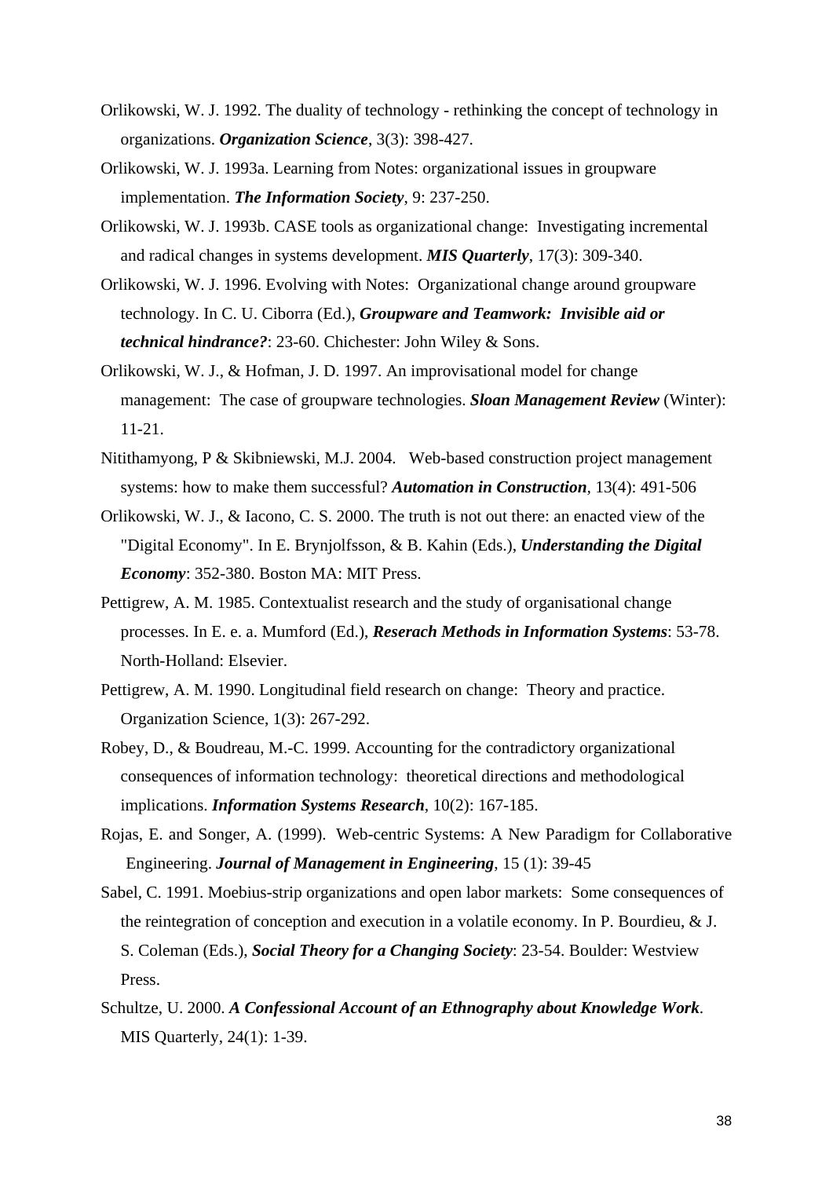Orlikowski, W. J. 1992. The duality of technology - rethinking the concept of technology in organizations. ***Organization Science***, 3(3): 398-427.

Orlikowski, W. J. 1993a. Learning from Notes: organizational issues in groupware implementation. ***The Information Society***, 9: 237-250.

Orlikowski, W. J. 1993b. CASE tools as organizational change: Investigating incremental and radical changes in systems development. ***MIS Quarterly***, 17(3): 309-340.

Orlikowski, W. J. 1996. Evolving with Notes: Organizational change around groupware technology. In C. U. Ciborra (Ed.), ***Groupware and Teamwork: Invisible aid or technical hindrance?***: 23-60. Chichester: John Wiley & Sons.

Orlikowski, W. J., & Hofman, J. D. 1997. An improvisational model for change management: The case of groupware technologies. ***Sloan Management Review*** (Winter): 11-21.

Nitithamyong, P & Skibniewski, M.J. 2004. Web-based construction project management systems: how to make them successful? ***Automation in Construction***, 13(4): 491-506

Orlikowski, W. J., & Iacono, C. S. 2000. The truth is not out there: an enacted view of the "Digital Economy". In E. Brynjolfsson, & B. Kahin (Eds.), ***Understanding the Digital Economy***: 352-380. Boston MA: MIT Press.

Pettigrew, A. M. 1985. Contextualist research and the study of organisational change processes. In E. e. a. Mumford (Ed.), ***Reserach Methods in Information Systems***: 53-78. North-Holland: Elsevier.

Pettigrew, A. M. 1990. Longitudinal field research on change: Theory and practice. Organization Science, 1(3): 267-292.

Robey, D., & Boudreau, M.-C. 1999. Accounting for the contradictory organizational consequences of information technology: theoretical directions and methodological implications. ***Information Systems Research***, 10(2): 167-185.

Rojas, E. and Songer, A. (1999). Web-centric Systems: A New Paradigm for Collaborative Engineering. ***Journal of Management in Engineering***, 15 (1): 39-45

Sabel, C. 1991. Moebius-strip organizations and open labor markets: Some consequences of the reintegration of conception and execution in a volatile economy. In P. Bourdieu, & J. S. Coleman (Eds.), ***Social Theory for a Changing Society***: 23-54. Boulder: Westview Press.

Schultze, U. 2000. ***A Confessional Account of an Ethnography about Knowledge Work***. MIS Quarterly, 24(1): 1-39.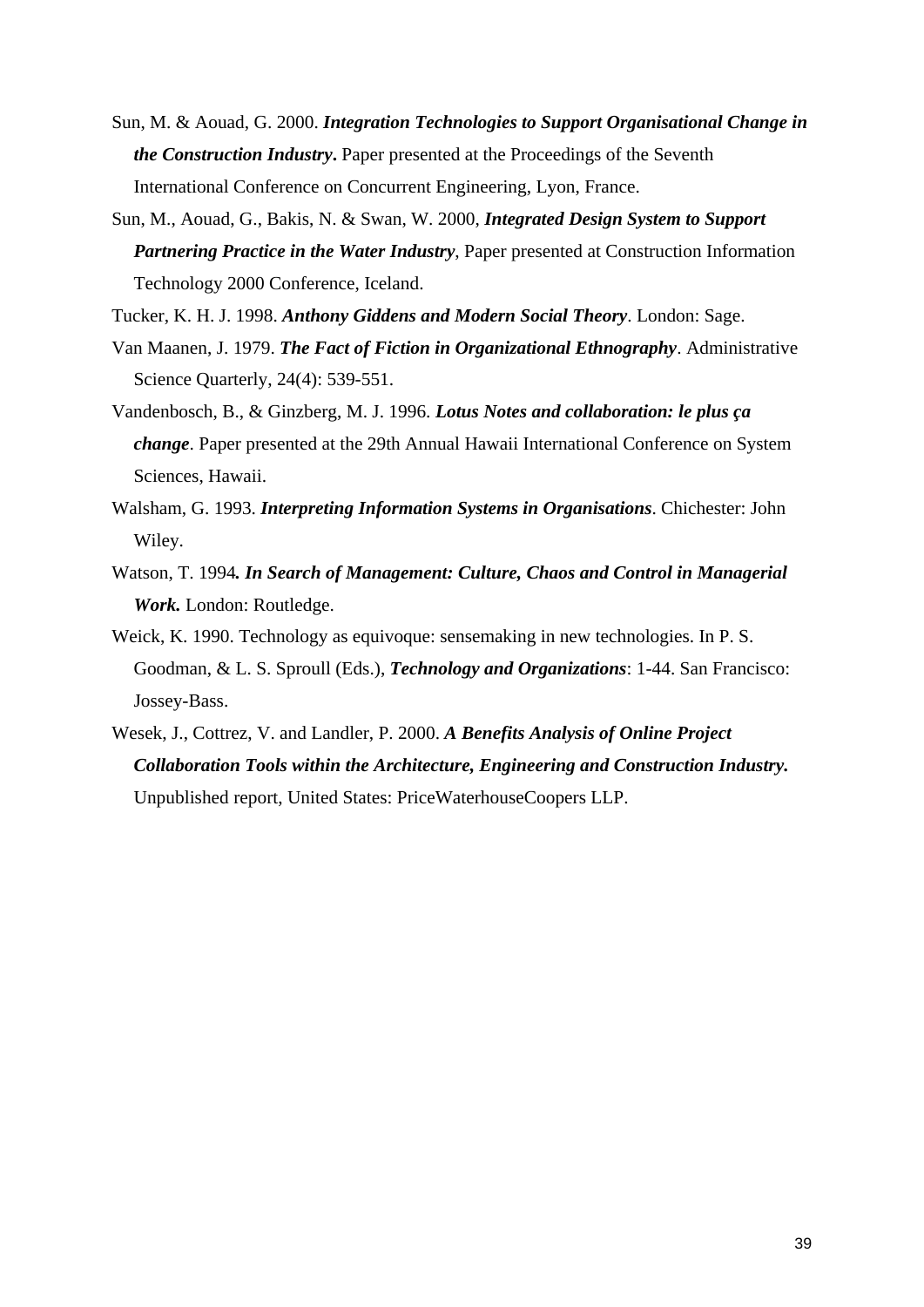Sun, M. & Aouad, G. 2000. ***Integration Technologies to Support Organisational Change in the Construction Industry*.** Paper presented at the Proceedings of the Seventh International Conference on Concurrent Engineering, Lyon, France.

Sun, M., Aouad, G., Bakis, N. & Swan, W. 2000, ***Integrated Design System to Support Partnering Practice in the Water Industry***, Paper presented at Construction Information Technology 2000 Conference, Iceland.

Tucker, K. H. J. 1998. ***Anthony Giddens and Modern Social Theory***. London: Sage.

Van Maanen, J. 1979. ***The Fact of Fiction in Organizational Ethnography***. Administrative Science Quarterly, 24(4): 539-551.

Vandenbosch, B., & Ginzberg, M. J. 1996. ***Lotus Notes and collaboration: le plus ça change***. Paper presented at the 29th Annual Hawaii International Conference on System Sciences, Hawaii.

Walsham, G. 1993. ***Interpreting Information Systems in Organisations***. Chichester: John Wiley.

Watson, T. 1994***. In Search of Management: Culture, Chaos and Control in Managerial Work.*** London: Routledge.

Weick, K. 1990. Technology as equivoque: sensemaking in new technologies. In P. S. Goodman, & L. S. Sproull (Eds.), ***Technology and Organizations***: 1-44. San Francisco: Jossey-Bass.

Wesek, J., Cottrez, V. and Landler, P. 2000. ***A Benefits Analysis of Online Project Collaboration Tools within the Architecture, Engineering and Construction Industry.*** Unpublished report, United States: PriceWaterhouseCoopers LLP.